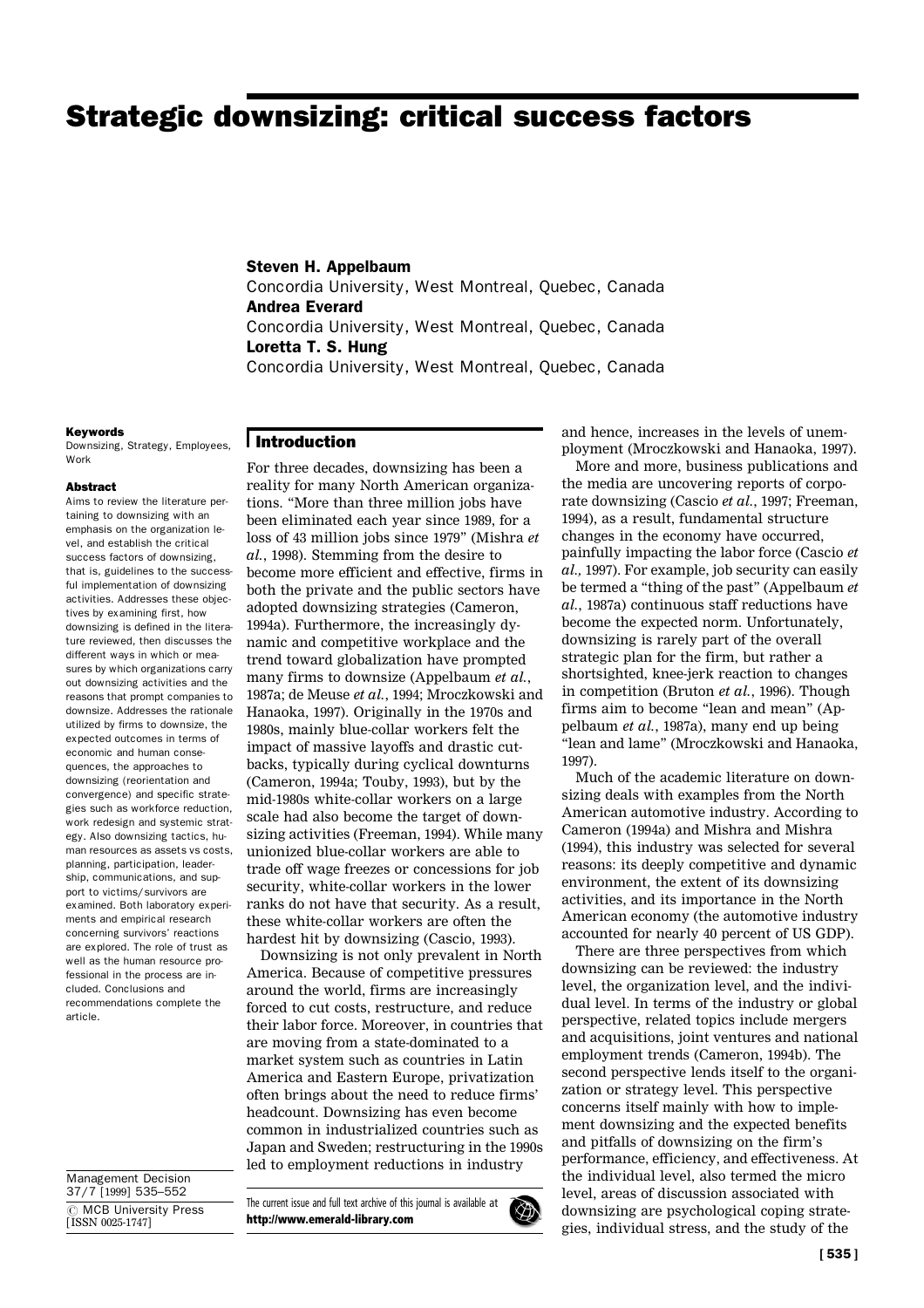# Strategic downsizing: critical success factors

**Steven H. Appelbaum**
Concordia University, West Montreal, Quebec, Canada
**Andrea Everard**
Concordia University, West Montreal, Quebec, Canada
**Loretta T. S. Hung**
Concordia University, West Montreal, Quebec, Canada

**Keywords**

Downsizing, Strategy, Employees, Work

**Abstract**

Aims to review the literature pertaining to downsizing with an emphasis on the organization level, and establish the critical success factors of downsizing, that is, guidelines to the successful implementation of downsizing activities. Addresses these objectives by examining first, how downsizing is defined in the literature reviewed, then discusses the different ways in which or measures by which organizations carry out downsizing activities and the reasons that prompt companies to downsize. Addresses the rationale utilized by firms to downsize, the expected outcomes in terms of economic and human consequences, the approaches to downsizing (reorientation and convergence) and specific strategies such as workforce reduction, work redesign and systemic strategy. Also downsizing tactics, human resources as assets vs costs, planning, participation, leadership, communications, and support to victims/survivors are examined. Both laboratory experiments and empirical research concerning survivors' reactions are explored. The role of trust as well as the human resource professional in the process are included. Conclusions and recommendations complete the article.

## Introduction

For three decades, downsizing has been a reality for many North American organizations. "More than three million jobs have been eliminated each year since 1989, for a loss of 43 million jobs since 1979" (Mishra *et al.*, 1998). Stemming from the desire to become more efficient and effective, firms in both the private and the public sectors have adopted downsizing strategies (Cameron, 1994a). Furthermore, the increasingly dynamic and competitive workplace and the trend toward globalization have prompted many firms to downsize (Appelbaum *et al.*, 1987a; de Meuse *et al.*, 1994; Mroczkowski and Hanaoka, 1997). Originally in the 1970s and 1980s, mainly blue-collar workers felt the impact of massive layoffs and drastic cutbacks, typically during cyclical downturns (Cameron, 1994a; Touby, 1993), but by the mid-1980s white-collar workers on a large scale had also become the target of downsizing activities (Freeman, 1994). While many unionized blue-collar workers are able to trade off wage freezes or concessions for job security, white-collar workers in the lower ranks do not have that security. As a result, these white-collar workers are often the hardest hit by downsizing (Cascio, 1993).

Downsizing is not only prevalent in North America. Because of competitive pressures around the world, firms are increasingly forced to cut costs, restructure, and reduce their labor force. Moreover, in countries that are moving from a state-dominated to a market system such as countries in Latin America and Eastern Europe, privatization often brings about the need to reduce firms' headcount. Downsizing has even become common in industrialized countries such as Japan and Sweden; restructuring in the 1990s led to employment reductions in industry and hence, increases in the levels of unemployment (Mroczkowski and Hanaoka, 1997).

More and more, business publications and the media are uncovering reports of corporate downsizing (Cascio *et al.*, 1997; Freeman, 1994), as a result, fundamental structure changes in the economy have occurred, painfully impacting the labor force (Cascio *et al.*, 1997). For example, job security can easily be termed a "thing of the past" (Appelbaum *et al.*, 1987a) continuous staff reductions have become the expected norm. Unfortunately, downsizing is rarely part of the overall strategic plan for the firm, but rather a shortsighted, knee-jerk reaction to changes in competition (Bruton *et al.*, 1996). Though firms aim to become "lean and mean" (Appelbaum *et al.*, 1987a), many end up being "lean and lame" (Mroczkowski and Hanaoka, 1997).

Much of the academic literature on downsizing deals with examples from the North American automotive industry. According to Cameron (1994a) and Mishra and Mishra (1994), this industry was selected for several reasons: its deeply competitive and dynamic environment, the extent of its downsizing activities, and its importance in the North American economy (the automotive industry accounted for nearly 40 percent of US GDP).

There are three perspectives from which downsizing can be reviewed: the industry level, the organization level, and the individual level. In terms of the industry or global perspective, related topics include mergers and acquisitions, joint ventures and national employment trends (Cameron, 1994b). The second perspective lends itself to the organization or strategy level. This perspective concerns itself mainly with how to implement downsizing and the expected benefits and pitfalls of downsizing on the firm's performance, efficiency, and effectiveness. At the individual level, also termed the micro level, areas of discussion associated with downsizing are psychological coping strategies, individual stress, and the study of the

Management Decision
37/7 [1999] 535–552
© MCB University Press
[ISSN 0025-1747]

The current issue and full text archive of this journal is available at **http://www.emerald-library.com**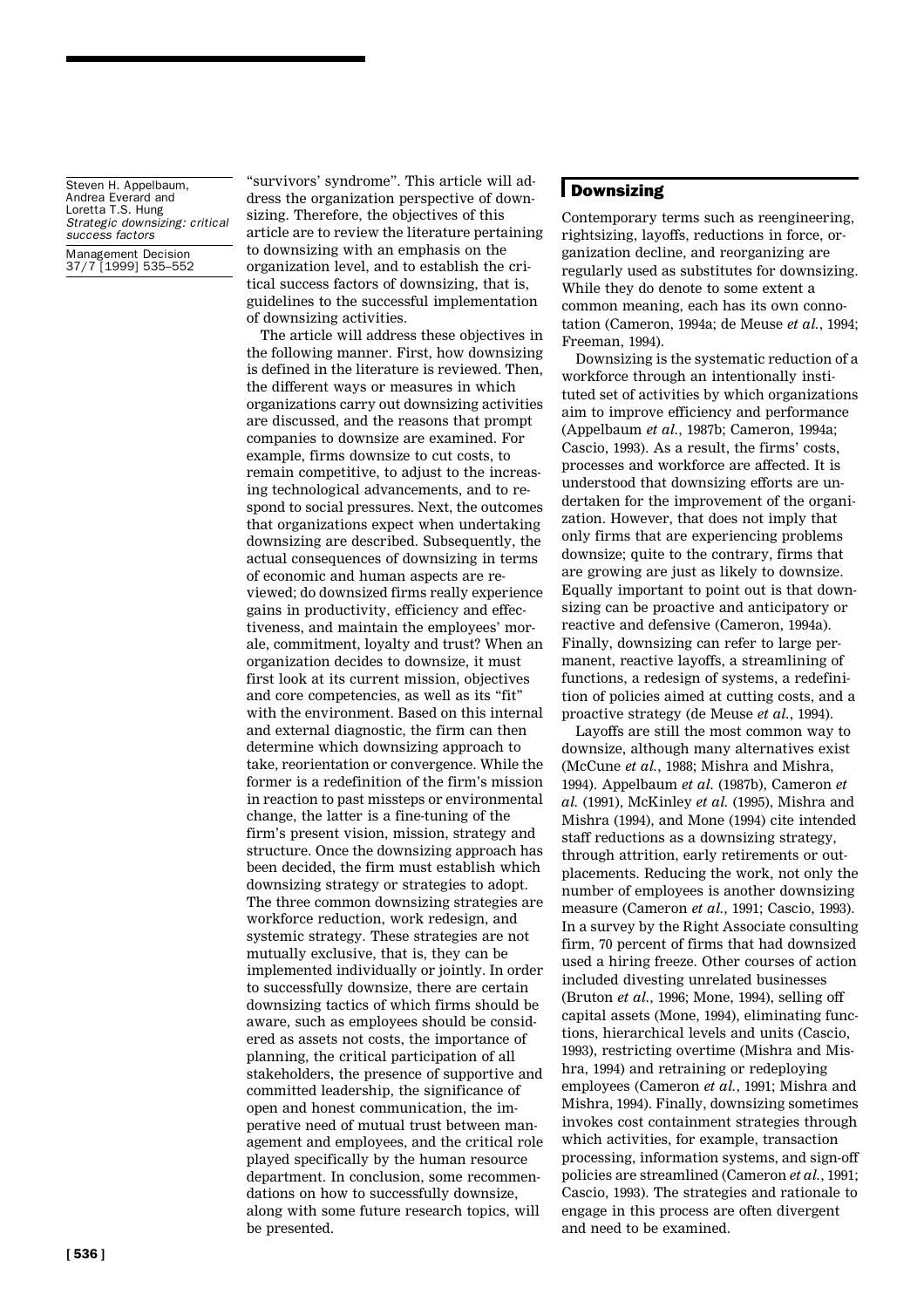"survivors' syndrome". This article will address the organization perspective of downsizing. Therefore, the objectives of this article are to review the literature pertaining to downsizing with an emphasis on the organization level, and to establish the critical success factors of downsizing, that is, guidelines to the successful implementation of downsizing activities.

The article will address these objectives in the following manner. First, how downsizing is defined in the literature is reviewed. Then, the different ways or measures in which organizations carry out downsizing activities are discussed, and the reasons that prompt companies to downsize are examined. For example, firms downsize to cut costs, to remain competitive, to adjust to the increasing technological advancements, and to respond to social pressures. Next, the outcomes that organizations expect when undertaking downsizing are described. Subsequently, the actual consequences of downsizing in terms of economic and human aspects are reviewed; do downsized firms really experience gains in productivity, efficiency and effectiveness, and maintain the employees' morale, commitment, loyalty and trust? When an organization decides to downsize, it must first look at its current mission, objectives and core competencies, as well as its "fit" with the environment. Based on this internal and external diagnostic, the firm can then determine which downsizing approach to take, reorientation or convergence. While the former is a redefinition of the firm's mission in reaction to past missteps or environmental change, the latter is a fine-tuning of the firm's present vision, mission, strategy and structure. Once the downsizing approach has been decided, the firm must establish which downsizing strategy or strategies to adopt. The three common downsizing strategies are workforce reduction, work redesign, and systemic strategy. These strategies are not mutually exclusive, that is, they can be implemented individually or jointly. In order to successfully downsize, there are certain downsizing tactics of which firms should be aware, such as employees should be considered as assets not costs, the importance of planning, the critical participation of all stakeholders, the presence of supportive and committed leadership, the significance of open and honest communication, the imperative need of mutual trust between management and employees, and the critical role played specifically by the human resource department. In conclusion, some recommendations on how to successfully downsize, along with some future research topics, will be presented.

## Downsizing

Contemporary terms such as reengineering, rightsizing, layoffs, reductions in force, organization decline, and reorganizing are regularly used as substitutes for downsizing. While they do denote to some extent a common meaning, each has its own connotation (Cameron, 1994a; de Meuse *et al.*, 1994; Freeman, 1994).

Downsizing is the systematic reduction of a workforce through an intentionally instituted set of activities by which organizations aim to improve efficiency and performance (Appelbaum *et al.*, 1987b; Cameron, 1994a; Cascio, 1993). As a result, the firms' costs, processes and workforce are affected. It is understood that downsizing efforts are undertaken for the improvement of the organization. However, that does not imply that only firms that are experiencing problems downsize; quite to the contrary, firms that are growing are just as likely to downsize. Equally important to point out is that downsizing can be proactive and anticipatory or reactive and defensive (Cameron, 1994a). Finally, downsizing can refer to large permanent, reactive layoffs, a streamlining of functions, a redesign of systems, a redefinition of policies aimed at cutting costs, and a proactive strategy (de Meuse *et al.*, 1994).

Layoffs are still the most common way to downsize, although many alternatives exist (McCune *et al.*, 1988; Mishra and Mishra, 1994). Appelbaum *et al.* (1987b), Cameron *et al.* (1991), McKinley *et al.* (1995), Mishra and Mishra (1994), and Mone (1994) cite intended staff reductions as a downsizing strategy, through attrition, early retirements or outplacements. Reducing the work, not only the number of employees is another downsizing measure (Cameron *et al.*, 1991; Cascio, 1993). In a survey by the Right Associate consulting firm, 70 percent of firms that had downsized used a hiring freeze. Other courses of action included divesting unrelated businesses (Bruton *et al.*, 1996; Mone, 1994), selling off capital assets (Mone, 1994), eliminating functions, hierarchical levels and units (Cascio, 1993), restricting overtime (Mishra and Mishra, 1994) and retraining or redeploying employees (Cameron *et al.*, 1991; Mishra and Mishra, 1994). Finally, downsizing sometimes invokes cost containment strategies through which activities, for example, transaction processing, information systems, and sign-off policies are streamlined (Cameron *et al.*, 1991; Cascio, 1993). The strategies and rationale to engage in this process are often divergent and need to be examined.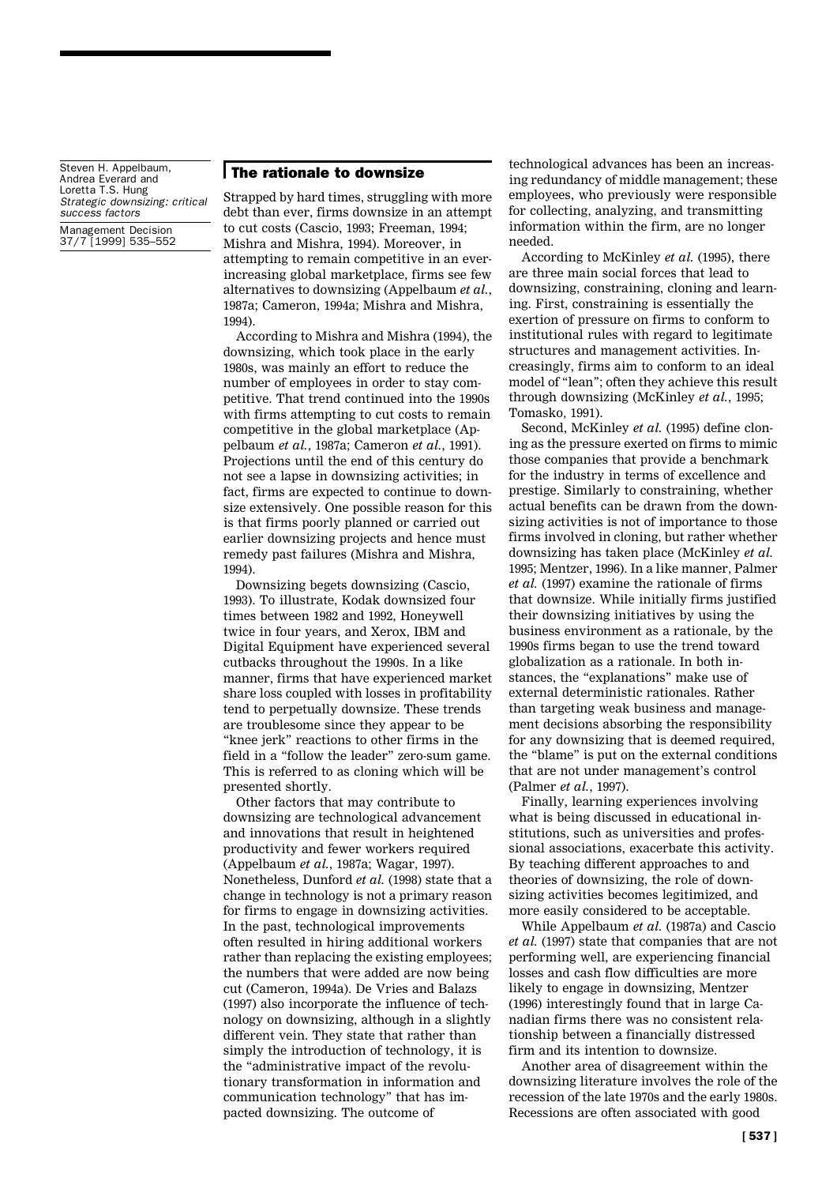## The rationale to downsize

Strapped by hard times, struggling with more debt than ever, firms downsize in an attempt to cut costs (Cascio, 1993; Freeman, 1994; Mishra and Mishra, 1994). Moreover, in attempting to remain competitive in an ever-increasing global marketplace, firms see few alternatives to downsizing (Appelbaum *et al.*, 1987a; Cameron, 1994a; Mishra and Mishra, 1994).

According to Mishra and Mishra (1994), the downsizing, which took place in the early 1980s, was mainly an effort to reduce the number of employees in order to stay competitive. That trend continued into the 1990s with firms attempting to cut costs to remain competitive in the global marketplace (Appelbaum *et al.*, 1987a; Cameron *et al.*, 1991). Projections until the end of this century do not see a lapse in downsizing activities; in fact, firms are expected to continue to downsize extensively. One possible reason for this is that firms poorly planned or carried out earlier downsizing projects and hence must remedy past failures (Mishra and Mishra, 1994).

Downsizing begets downsizing (Cascio, 1993). To illustrate, Kodak downsized four times between 1982 and 1992, Honeywell twice in four years, and Xerox, IBM and Digital Equipment have experienced several cutbacks throughout the 1990s. In a like manner, firms that have experienced market share loss coupled with losses in profitability tend to perpetually downsize. These trends are troublesome since they appear to be "knee jerk" reactions to other firms in the field in a "follow the leader" zero-sum game. This is referred to as cloning which will be presented shortly.

Other factors that may contribute to downsizing are technological advancement and innovations that result in heightened productivity and fewer workers required (Appelbaum *et al.*, 1987a; Wagar, 1997). Nonetheless, Dunford *et al.* (1998) state that a change in technology is not a primary reason for firms to engage in downsizing activities. In the past, technological improvements often resulted in hiring additional workers rather than replacing the existing employees; the numbers that were added are now being cut (Cameron, 1994a). De Vries and Balazs (1997) also incorporate the influence of technology on downsizing, although in a slightly different vein. They state that rather than simply the introduction of technology, it is the "administrative impact of the revolutionary transformation in information and communication technology" that has impacted downsizing. The outcome of technological advances has been an increasing redundancy of middle management; these employees, who previously were responsible for collecting, analyzing, and transmitting information within the firm, are no longer needed.

According to McKinley *et al.* (1995), there are three main social forces that lead to downsizing, constraining, cloning and learning. First, constraining is essentially the exertion of pressure on firms to conform to institutional rules with regard to legitimate structures and management activities. Increasingly, firms aim to conform to an ideal model of "lean"; often they achieve this result through downsizing (McKinley *et al.*, 1995; Tomasko, 1991).

Second, McKinley *et al.* (1995) define cloning as the pressure exerted on firms to mimic those companies that provide a benchmark for the industry in terms of excellence and prestige. Similarly to constraining, whether actual benefits can be drawn from the downsizing activities is not of importance to those firms involved in cloning, but rather whether downsizing has taken place (McKinley *et al.* 1995; Mentzer, 1996). In a like manner, Palmer *et al.* (1997) examine the rationale of firms that downsize. While initially firms justified their downsizing initiatives by using the business environment as a rationale, by the 1990s firms began to use the trend toward globalization as a rationale. In both instances, the "explanations" make use of external deterministic rationales. Rather than targeting weak business and management decisions absorbing the responsibility for any downsizing that is deemed required, the "blame" is put on the external conditions that are not under management's control (Palmer *et al.*, 1997).

Finally, learning experiences involving what is being discussed in educational institutions, such as universities and professional associations, exacerbate this activity. By teaching different approaches to and theories of downsizing, the role of downsizing activities becomes legitimized, and more easily considered to be acceptable.

While Appelbaum *et al.* (1987a) and Cascio *et al.* (1997) state that companies that are not performing well, are experiencing financial losses and cash flow difficulties are more likely to engage in downsizing, Mentzer (1996) interestingly found that in large Canadian firms there was no consistent relationship between a financially distressed firm and its intention to downsize.

Another area of disagreement within the downsizing literature involves the role of the recession of the late 1970s and the early 1980s. Recessions are often associated with good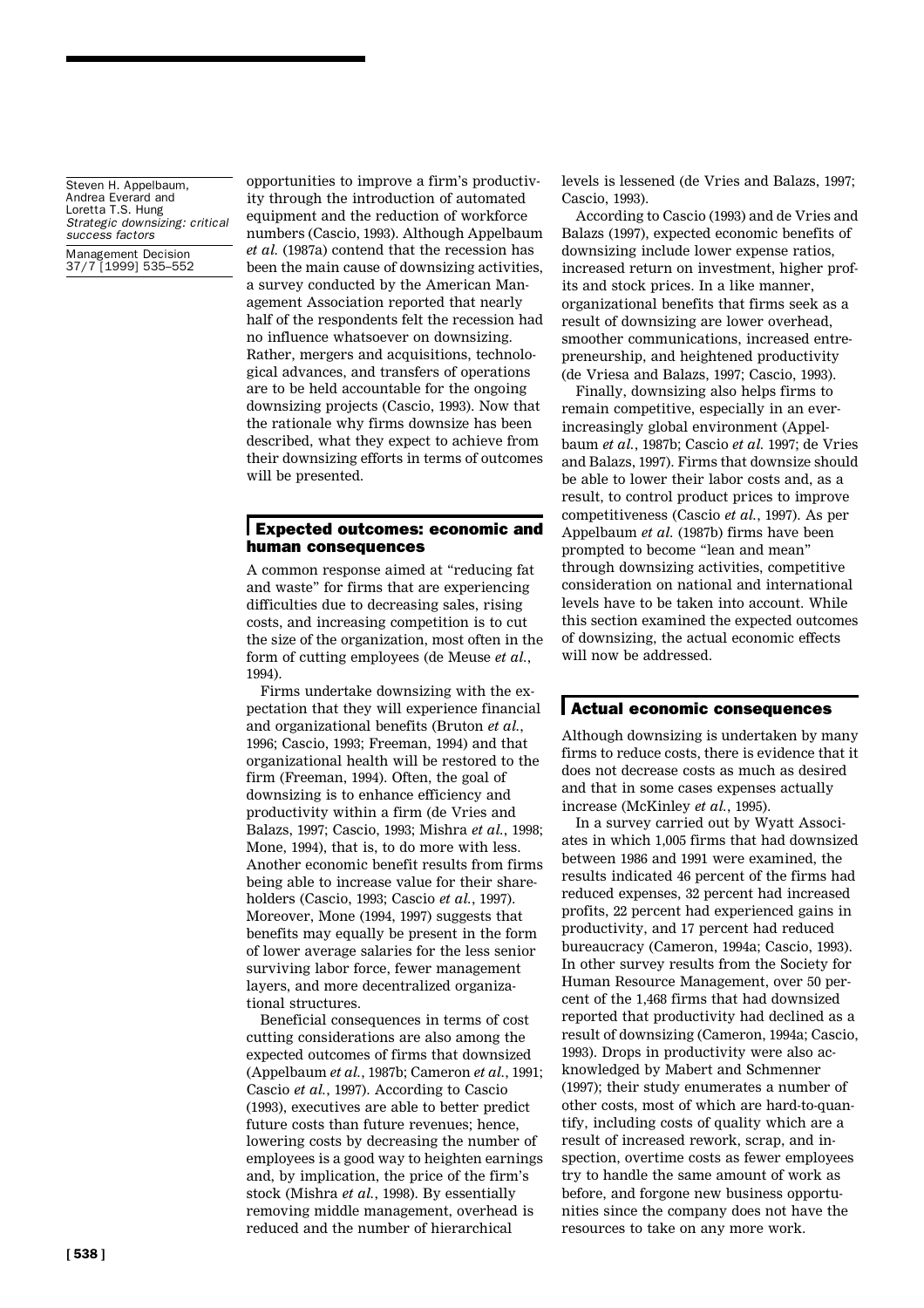opportunities to improve a firm's productivity through the introduction of automated equipment and the reduction of workforce numbers (Cascio, 1993). Although Appelbaum *et al.* (1987a) contend that the recession has been the main cause of downsizing activities, a survey conducted by the American Management Association reported that nearly half of the respondents felt the recession had no influence whatsoever on downsizing. Rather, mergers and acquisitions, technological advances, and transfers of operations are to be held accountable for the ongoing downsizing projects (Cascio, 1993). Now that the rationale why firms downsize has been described, what they expect to achieve from their downsizing efforts in terms of outcomes will be presented.

## Expected outcomes: economic and human consequences

A common response aimed at "reducing fat and waste" for firms that are experiencing difficulties due to decreasing sales, rising costs, and increasing competition is to cut the size of the organization, most often in the form of cutting employees (de Meuse *et al.*, 1994).

Firms undertake downsizing with the expectation that they will experience financial and organizational benefits (Bruton *et al.*, 1996; Cascio, 1993; Freeman, 1994) and that organizational health will be restored to the firm (Freeman, 1994). Often, the goal of downsizing is to enhance efficiency and productivity within a firm (de Vries and Balazs, 1997; Cascio, 1993; Mishra *et al.*, 1998; Mone, 1994), that is, to do more with less. Another economic benefit results from firms being able to increase value for their shareholders (Cascio, 1993; Cascio *et al.*, 1997). Moreover, Mone (1994, 1997) suggests that benefits may equally be present in the form of lower average salaries for the less senior surviving labor force, fewer management layers, and more decentralized organizational structures.

Beneficial consequences in terms of cost cutting considerations are also among the expected outcomes of firms that downsized (Appelbaum *et al.*, 1987b; Cameron *et al.*, 1991; Cascio *et al.*, 1997). According to Cascio (1993), executives are able to better predict future costs than future revenues; hence, lowering costs by decreasing the number of employees is a good way to heighten earnings and, by implication, the price of the firm's stock (Mishra *et al.*, 1998). By essentially removing middle management, overhead is reduced and the number of hierarchical levels is lessened (de Vries and Balazs, 1997; Cascio, 1993).

According to Cascio (1993) and de Vries and Balazs (1997), expected economic benefits of downsizing include lower expense ratios, increased return on investment, higher profits and stock prices. In a like manner, organizational benefits that firms seek as a result of downsizing are lower overhead, smoother communications, increased entrepreneurship, and heightened productivity (de Vriesa and Balazs, 1997; Cascio, 1993).

Finally, downsizing also helps firms to remain competitive, especially in an ever-increasingly global environment (Appelbaum *et al.*, 1987b; Cascio *et al.* 1997; de Vries and Balazs, 1997). Firms that downsize should be able to lower their labor costs and, as a result, to control product prices to improve competitiveness (Cascio *et al.*, 1997). As per Appelbaum *et al.* (1987b) firms have been prompted to become "lean and mean" through downsizing activities, competitive consideration on national and international levels have to be taken into account. While this section examined the expected outcomes of downsizing, the actual economic effects will now be addressed.

## Actual economic consequences

Although downsizing is undertaken by many firms to reduce costs, there is evidence that it does not decrease costs as much as desired and that in some cases expenses actually increase (McKinley *et al.*, 1995).

In a survey carried out by Wyatt Associates in which 1,005 firms that had downsized between 1986 and 1991 were examined, the results indicated 46 percent of the firms had reduced expenses, 32 percent had increased profits, 22 percent had experienced gains in productivity, and 17 percent had reduced bureaucracy (Cameron, 1994a; Cascio, 1993). In other survey results from the Society for Human Resource Management, over 50 percent of the 1,468 firms that had downsized reported that productivity had declined as a result of downsizing (Cameron, 1994a; Cascio, 1993). Drops in productivity were also acknowledged by Mabert and Schmenner (1997); their study enumerates a number of other costs, most of which are hard-to-quantify, including costs of quality which are a result of increased rework, scrap, and inspection, overtime costs as fewer employees try to handle the same amount of work as before, and forgone new business opportunities since the company does not have the resources to take on any more work.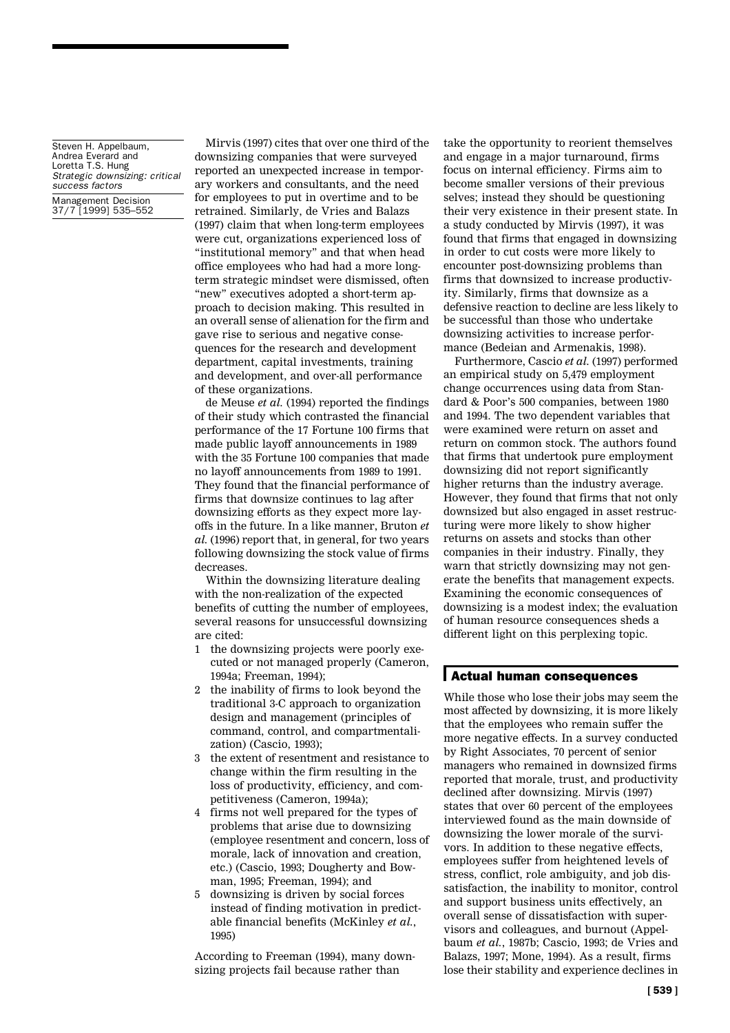Mirvis (1997) cites that over one third of the downsizing companies that were surveyed reported an unexpected increase in temporary workers and consultants, and the need for employees to put in overtime and to be retrained. Similarly, de Vries and Balazs (1997) claim that when long-term employees were cut, organizations experienced loss of "institutional memory" and that when head office employees who had had a more long-term strategic mindset were dismissed, often "new" executives adopted a short-term approach to decision making. This resulted in an overall sense of alienation for the firm and gave rise to serious and negative consequences for the research and development department, capital investments, training and development, and over-all performance of these organizations.

de Meuse *et al.* (1994) reported the findings of their study which contrasted the financial performance of the 17 Fortune 100 firms that made public layoff announcements in 1989 with the 35 Fortune 100 companies that made no layoff announcements from 1989 to 1991. They found that the financial performance of firms that downsize continues to lag after downsizing efforts as they expect more layoffs in the future. In a like manner, Bruton *et al.* (1996) report that, in general, for two years following downsizing the stock value of firms decreases.

Within the downsizing literature dealing with the non-realization of the expected benefits of cutting the number of employees, several reasons for unsuccessful downsizing are cited:

1. the downsizing projects were poorly executed or not managed properly (Cameron, 1994a; Freeman, 1994);
2. the inability of firms to look beyond the traditional 3-C approach to organization design and management (principles of command, control, and compartmentalization) (Cascio, 1993);
3. the extent of resentment and resistance to change within the firm resulting in the loss of productivity, efficiency, and competitiveness (Cameron, 1994a);
4. firms not well prepared for the types of problems that arise due to downsizing (employee resentment and concern, loss of morale, lack of innovation and creation, etc.) (Cascio, 1993; Dougherty and Bowman, 1995; Freeman, 1994); and
5. downsizing is driven by social forces instead of finding motivation in predictable financial benefits (McKinley *et al.*, 1995)

According to Freeman (1994), many downsizing projects fail because rather than take the opportunity to reorient themselves and engage in a major turnaround, firms focus on internal efficiency. Firms aim to become smaller versions of their previous selves; instead they should be questioning their very existence in their present state. In a study conducted by Mirvis (1997), it was found that firms that engaged in downsizing in order to cut costs were more likely to encounter post-downsizing problems than firms that downsized to increase productivity. Similarly, firms that downsize as a defensive reaction to decline are less likely to be successful than those who undertake downsizing activities to increase performance (Bedeian and Armenakis, 1998).

Furthermore, Cascio *et al.* (1997) performed an empirical study on 5,479 employment change occurrences using data from Standard & Poor's 500 companies, between 1980 and 1994. The two dependent variables that were examined were return on asset and return on common stock. The authors found that firms that undertook pure employment downsizing did not report significantly higher returns than the industry average. However, they found that firms that not only downsized but also engaged in asset restructuring were more likely to show higher returns on assets and stocks than other companies in their industry. Finally, they warn that strictly downsizing may not generate the benefits that management expects. Examining the economic consequences of downsizing is a modest index; the evaluation of human resource consequences sheds a different light on this perplexing topic.

## Actual human consequences

While those who lose their jobs may seem the most affected by downsizing, it is more likely that the employees who remain suffer the more negative effects. In a survey conducted by Right Associates, 70 percent of senior managers who remained in downsized firms reported that morale, trust, and productivity declined after downsizing. Mirvis (1997) states that over 60 percent of the employees interviewed found as the main downside of downsizing the lower morale of the survivors. In addition to these negative effects, employees suffer from heightened levels of stress, conflict, role ambiguity, and job dissatisfaction, the inability to monitor, control and support business units effectively, an overall sense of dissatisfaction with supervisors and colleagues, and burnout (Appelbaum *et al.*, 1987b; Cascio, 1993; de Vries and Balazs, 1997; Mone, 1994). As a result, firms lose their stability and experience declines in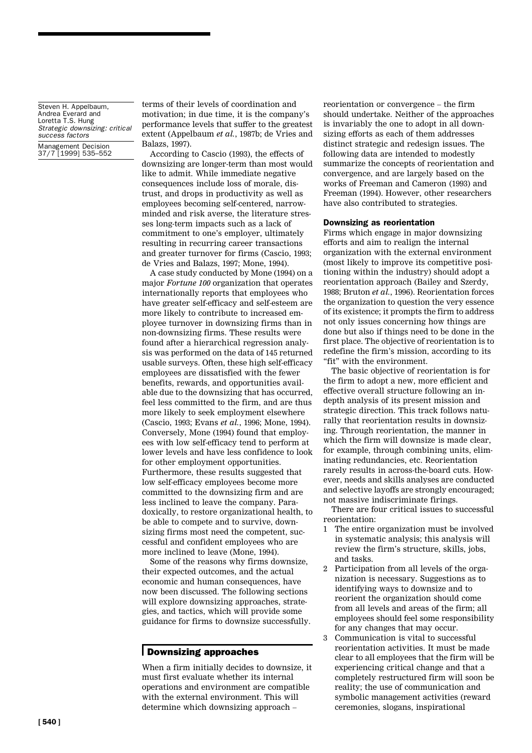terms of their levels of coordination and motivation; in due time, it is the company's performance levels that suffer to the greatest extent (Appelbaum *et al.*, 1987b; de Vries and Balazs, 1997).

According to Cascio (1993), the effects of downsizing are longer-term than most would like to admit. While immediate negative consequences include loss of morale, distrust, and drops in productivity as well as employees becoming self-centered, narrow-minded and risk averse, the literature stresses long-term impacts such as a lack of commitment to one's employer, ultimately resulting in recurring career transactions and greater turnover for firms (Cascio, 1993; de Vries and Balazs, 1997; Mone, 1994).

A case study conducted by Mone (1994) on a major *Fortune 100* organization that operates internationally reports that employees who have greater self-efficacy and self-esteem are more likely to contribute to increased employee turnover in downsizing firms than in non-downsizing firms. These results were found after a hierarchical regression analysis was performed on the data of 145 returned usable surveys. Often, these high self-efficacy employees are dissatisfied with the fewer benefits, rewards, and opportunities available due to the downsizing that has occurred, feel less committed to the firm, and are thus more likely to seek employment elsewhere (Cascio, 1993; Evans *et al.*, 1996; Mone, 1994). Conversely, Mone (1994) found that employees with low self-efficacy tend to perform at lower levels and have less confidence to look for other employment opportunities. Furthermore, these results suggested that low self-efficacy employees become more committed to the downsizing firm and are less inclined to leave the company. Paradoxically, to restore organizational health, to be able to compete and to survive, downsizing firms most need the competent, successful and confident employees who are more inclined to leave (Mone, 1994).

Some of the reasons why firms downsize, their expected outcomes, and the actual economic and human consequences, have now been discussed. The following sections will explore downsizing approaches, strategies, and tactics, which will provide some guidance for firms to downsize successfully.

## Downsizing approaches

When a firm initially decides to downsize, it must first evaluate whether its internal operations and environment are compatible with the external environment. This will determine which downsizing approach – reorientation or convergence – the firm should undertake. Neither of the approaches is invariably the one to adopt in all downsizing efforts as each of them addresses distinct strategic and redesign issues. The following data are intended to modestly summarize the concepts of reorientation and convergence, and are largely based on the works of Freeman and Cameron (1993) and Freeman (1994). However, other researchers have also contributed to strategies.

### Downsizing as reorientation

Firms which engage in major downsizing efforts and aim to realign the internal organization with the external environment (most likely to improve its competitive positioning within the industry) should adopt a reorientation approach (Bailey and Szerdy, 1988; Bruton *et al.*, 1996). Reorientation forces the organization to question the very essence of its existence; it prompts the firm to address not only issues concerning how things are done but also if things need to be done in the first place. The objective of reorientation is to redefine the firm's mission, according to its "fit" with the environment.

The basic objective of reorientation is for the firm to adopt a new, more efficient and effective overall structure following an in-depth analysis of its present mission and strategic direction. This track follows naturally that reorientation results in downsizing. Through reorientation, the manner in which the firm will downsize is made clear, for example, through combining units, eliminating redundancies, etc. Reorientation rarely results in across-the-board cuts. However, needs and skills analyses are conducted and selective layoffs are strongly encouraged; not massive indiscriminate firings.

There are four critical issues to successful reorientation:

1. The entire organization must be involved in systematic analysis; this analysis will review the firm's structure, skills, jobs, and tasks.
2. Participation from all levels of the organization is necessary. Suggestions as to identifying ways to downsize and to reorient the organization should come from all levels and areas of the firm; all employees should feel some responsibility for any changes that may occur.
3. Communication is vital to successful reorientation activities. It must be made clear to all employees that the firm will be experiencing critical change and that a completely restructured firm will soon be reality; the use of communication and symbolic management activities (reward ceremonies, slogans, inspirational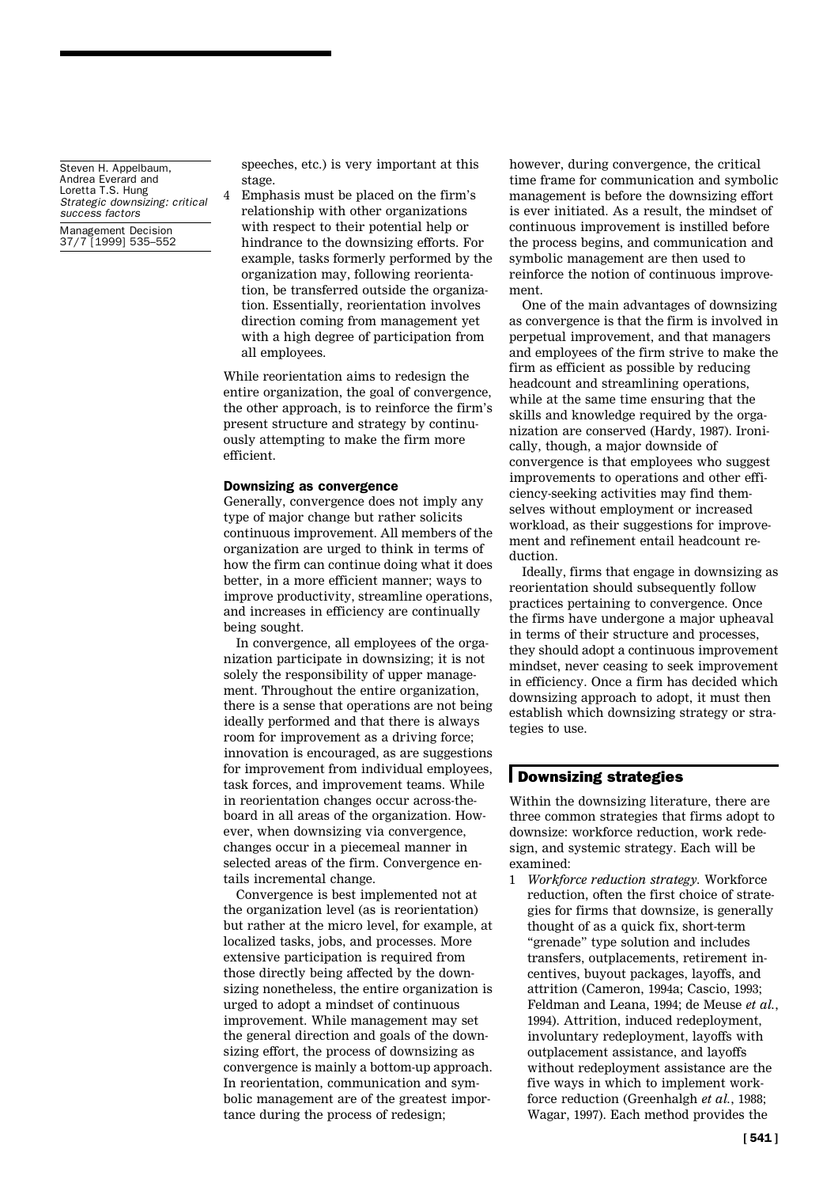speeches, etc.) is very important at this stage.

4 Emphasis must be placed on the firm's relationship with other organizations with respect to their potential help or hindrance to the downsizing efforts. For example, tasks formerly performed by the organization may, following reorientation, be transferred outside the organization. Essentially, reorientation involves direction coming from management yet with a high degree of participation from all employees.

While reorientation aims to redesign the entire organization, the goal of convergence, the other approach, is to reinforce the firm's present structure and strategy by continuously attempting to make the firm more efficient.

### Downsizing as convergence

Generally, convergence does not imply any type of major change but rather solicits continuous improvement. All members of the organization are urged to think in terms of how the firm can continue doing what it does better, in a more efficient manner; ways to improve productivity, streamline operations, and increases in efficiency are continually being sought.

In convergence, all employees of the organization participate in downsizing; it is not solely the responsibility of upper management. Throughout the entire organization, there is a sense that operations are not being ideally performed and that there is always room for improvement as a driving force; innovation is encouraged, as are suggestions for improvement from individual employees, task forces, and improvement teams. While in reorientation changes occur across-the-board in all areas of the organization. However, when downsizing via convergence, changes occur in a piecemeal manner in selected areas of the firm. Convergence entails incremental change.

Convergence is best implemented not at the organization level (as is reorientation) but rather at the micro level, for example, at localized tasks, jobs, and processes. More extensive participation is required from those directly being affected by the downsizing nonetheless, the entire organization is urged to adopt a mindset of continuous improvement. While management may set the general direction and goals of the downsizing effort, the process of downsizing as convergence is mainly a bottom-up approach. In reorientation, communication and symbolic management are of the greatest importance during the process of redesign; however, during convergence, the critical time frame for communication and symbolic management is before the downsizing effort is ever initiated. As a result, the mindset of continuous improvement is instilled before the process begins, and communication and symbolic management are then used to reinforce the notion of continuous improvement.

One of the main advantages of downsizing as convergence is that the firm is involved in perpetual improvement, and that managers and employees of the firm strive to make the firm as efficient as possible by reducing headcount and streamlining operations, while at the same time ensuring that the skills and knowledge required by the organization are conserved (Hardy, 1987). Ironically, though, a major downside of convergence is that employees who suggest improvements to operations and other efficiency-seeking activities may find themselves without employment or increased workload, as their suggestions for improvement and refinement entail headcount reduction.

Ideally, firms that engage in downsizing as reorientation should subsequently follow practices pertaining to convergence. Once the firms have undergone a major upheaval in terms of their structure and processes, they should adopt a continuous improvement mindset, never ceasing to seek improvement in efficiency. Once a firm has decided which downsizing approach to adopt, it must then establish which downsizing strategy or strategies to use.

## Downsizing strategies

Within the downsizing literature, there are three common strategies that firms adopt to downsize: workforce reduction, work redesign, and systemic strategy. Each will be examined:

1 *Workforce reduction strategy*. Workforce reduction, often the first choice of strategies for firms that downsize, is generally thought of as a quick fix, short-term "grenade" type solution and includes transfers, outplacements, retirement incentives, buyout packages, layoffs, and attrition (Cameron, 1994a; Cascio, 1993; Feldman and Leana, 1994; de Meuse *et al.*, 1994). Attrition, induced redeployment, involuntary redeployment, layoffs with outplacement assistance, and layoffs without redeployment assistance are the five ways in which to implement workforce reduction (Greenhalgh *et al.*, 1988; Wagar, 1997). Each method provides the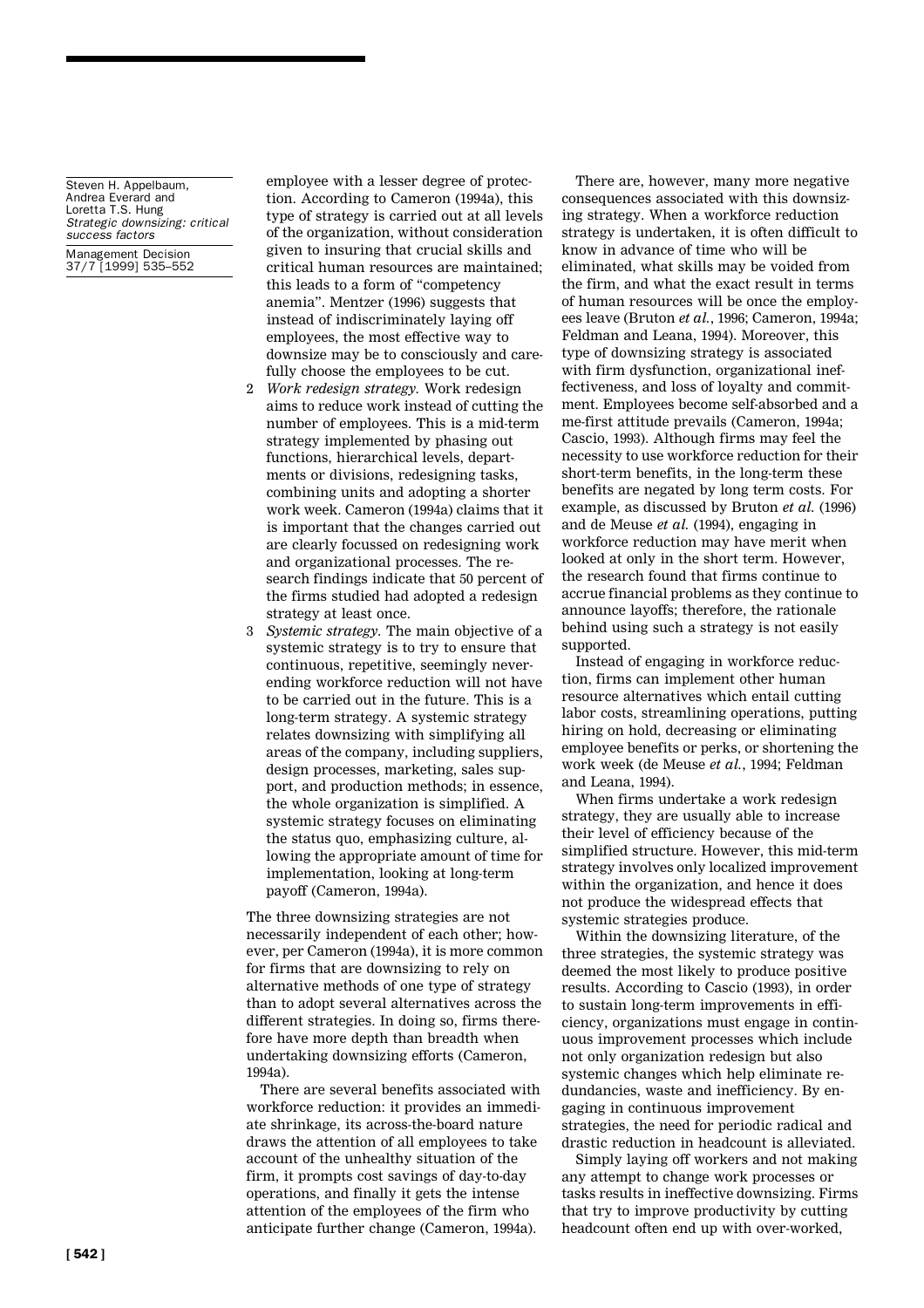employee with a lesser degree of protection. According to Cameron (1994a), this type of strategy is carried out at all levels of the organization, without consideration given to insuring that crucial skills and critical human resources are maintained; this leads to a form of "competency anemia". Mentzer (1996) suggests that instead of indiscriminately laying off employees, the most effective way to downsize may be to consciously and carefully choose the employees to be cut.

2. *Work redesign strategy*. Work redesign aims to reduce work instead of cutting the number of employees. This is a mid-term strategy implemented by phasing out functions, hierarchical levels, departments or divisions, redesigning tasks, combining units and adopting a shorter work week. Cameron (1994a) claims that it is important that the changes carried out are clearly focussed on redesigning work and organizational processes. The research findings indicate that 50 percent of the firms studied had adopted a redesign strategy at least once.
3. *Systemic strategy*. The main objective of a systemic strategy is to try to ensure that continuous, repetitive, seemingly never-ending workforce reduction will not have to be carried out in the future. This is a long-term strategy. A systemic strategy relates downsizing with simplifying all areas of the company, including suppliers, design processes, marketing, sales support, and production methods; in essence, the whole organization is simplified. A systemic strategy focuses on eliminating the status quo, emphasizing culture, allowing the appropriate amount of time for implementation, looking at long-term payoff (Cameron, 1994a).

The three downsizing strategies are not necessarily independent of each other; however, per Cameron (1994a), it is more common for firms that are downsizing to rely on alternative methods of one type of strategy than to adopt several alternatives across the different strategies. In doing so, firms therefore have more depth than breadth when undertaking downsizing efforts (Cameron, 1994a).

There are several benefits associated with workforce reduction: it provides an immediate shrinkage, its across-the-board nature draws the attention of all employees to take account of the unhealthy situation of the firm, it prompts cost savings of day-to-day operations, and finally it gets the intense attention of the employees of the firm who anticipate further change (Cameron, 1994a).

There are, however, many more negative consequences associated with this downsizing strategy. When a workforce reduction strategy is undertaken, it is often difficult to know in advance of time who will be eliminated, what skills may be voided from the firm, and what the exact result in terms of human resources will be once the employees leave (Bruton *et al.*, 1996; Cameron, 1994a; Feldman and Leana, 1994). Moreover, this type of downsizing strategy is associated with firm dysfunction, organizational ineffectiveness, and loss of loyalty and commitment. Employees become self-absorbed and a me-first attitude prevails (Cameron, 1994a; Cascio, 1993). Although firms may feel the necessity to use workforce reduction for their short-term benefits, in the long-term these benefits are negated by long term costs. For example, as discussed by Bruton *et al.* (1996) and de Meuse *et al.* (1994), engaging in workforce reduction may have merit when looked at only in the short term. However, the research found that firms continue to accrue financial problems as they continue to announce layoffs; therefore, the rationale behind using such a strategy is not easily supported.

Instead of engaging in workforce reduction, firms can implement other human resource alternatives which entail cutting labor costs, streamlining operations, putting hiring on hold, decreasing or eliminating employee benefits or perks, or shortening the work week (de Meuse *et al.*, 1994; Feldman and Leana, 1994).

When firms undertake a work redesign strategy, they are usually able to increase their level of efficiency because of the simplified structure. However, this mid-term strategy involves only localized improvement within the organization, and hence it does not produce the widespread effects that systemic strategies produce.

Within the downsizing literature, of the three strategies, the systemic strategy was deemed the most likely to produce positive results. According to Cascio (1993), in order to sustain long-term improvements in efficiency, organizations must engage in continuous improvement processes which include not only organization redesign but also systemic changes which help eliminate redundancies, waste and inefficiency. By engaging in continuous improvement strategies, the need for periodic radical and drastic reduction in headcount is alleviated.

Simply laying off workers and not making any attempt to change work processes or tasks results in ineffective downsizing. Firms that try to improve productivity by cutting headcount often end up with over-worked,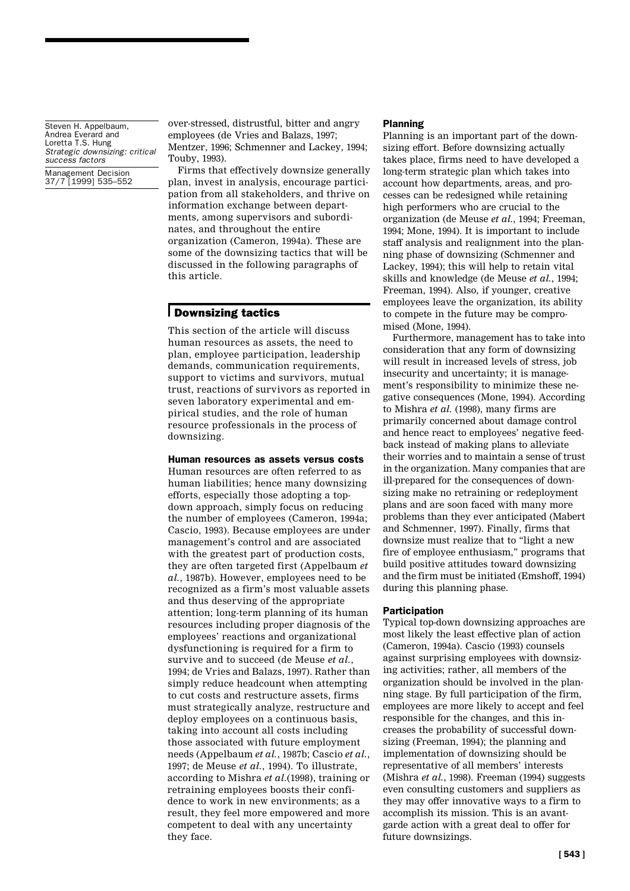over-stressed, distrustful, bitter and angry employees (de Vries and Balazs, 1997; Mentzer, 1996; Schmenner and Lackey, 1994; Touby, 1993).

Firms that effectively downsize generally plan, invest in analysis, encourage participation from all stakeholders, and thrive on information exchange between departments, among supervisors and subordinates, and throughout the entire organization (Cameron, 1994a). These are some of the downsizing tactics that will be discussed in the following paragraphs of this article.

## Downsizing tactics

This section of the article will discuss human resources as assets, the need to plan, employee participation, leadership demands, communication requirements, support to victims and survivors, mutual trust, reactions of survivors as reported in seven laboratory experimental and empirical studies, and the role of human resource professionals in the process of downsizing.

### Human resources as assets versus costs

Human resources are often referred to as human liabilities; hence many downsizing efforts, especially those adopting a top-down approach, simply focus on reducing the number of employees (Cameron, 1994a; Cascio, 1993). Because employees are under management's control and are associated with the greatest part of production costs, they are often targeted first (Appelbaum *et al.*, 1987b). However, employees need to be recognized as a firm's most valuable assets and thus deserving of the appropriate attention; long-term planning of its human resources including proper diagnosis of the employees' reactions and organizational dysfunctioning is required for a firm to survive and to succeed (de Meuse *et al.*, 1994; de Vries and Balazs, 1997). Rather than simply reduce headcount when attempting to cut costs and restructure assets, firms must strategically analyze, restructure and deploy employees on a continuous basis, taking into account all costs including those associated with future employment needs (Appelbaum *et al.*, 1987b; Cascio *et al.*, 1997; de Meuse *et al.*, 1994). To illustrate, according to Mishra *et al.*(1998), training or retraining employees boosts their confidence to work in new environments; as a result, they feel more empowered and more competent to deal with any uncertainty they face.

### Planning

Planning is an important part of the downsizing effort. Before downsizing actually takes place, firms need to have developed a long-term strategic plan which takes into account how departments, areas, and processes can be redesigned while retaining high performers who are crucial to the organization (de Meuse *et al.*, 1994; Freeman, 1994; Mone, 1994). It is important to include staff analysis and realignment into the planning phase of downsizing (Schmenner and Lackey, 1994); this will help to retain vital skills and knowledge (de Meuse *et al.*, 1994; Freeman, 1994). Also, if younger, creative employees leave the organization, its ability to compete in the future may be compromised (Mone, 1994).

Furthermore, management has to take into consideration that any form of downsizing will result in increased levels of stress, job insecurity and uncertainty; it is management's responsibility to minimize these negative consequences (Mone, 1994). According to Mishra *et al.* (1998), many firms are primarily concerned about damage control and hence react to employees' negative feedback instead of making plans to alleviate their worries and to maintain a sense of trust in the organization. Many companies that are ill-prepared for the consequences of downsizing make no retraining or redeployment plans and are soon faced with many more problems than they ever anticipated (Mabert and Schmenner, 1997). Finally, firms that downsize must realize that to "light a new fire of employee enthusiasm," programs that build positive attitudes toward downsizing and the firm must be initiated (Emshoff, 1994) during this planning phase.

### Participation

Typical top-down downsizing approaches are most likely the least effective plan of action (Cameron, 1994a). Cascio (1993) counsels against surprising employees with downsizing activities; rather, all members of the organization should be involved in the planning stage. By full participation of the firm, employees are more likely to accept and feel responsible for the changes, and this increases the probability of successful downsizing (Freeman, 1994); the planning and implementation of downsizing should be representative of all members' interests (Mishra *et al.*, 1998). Freeman (1994) suggests even consulting customers and suppliers as they may offer innovative ways to a firm to accomplish its mission. This is an avant-garde action with a great deal to offer for future downsizings.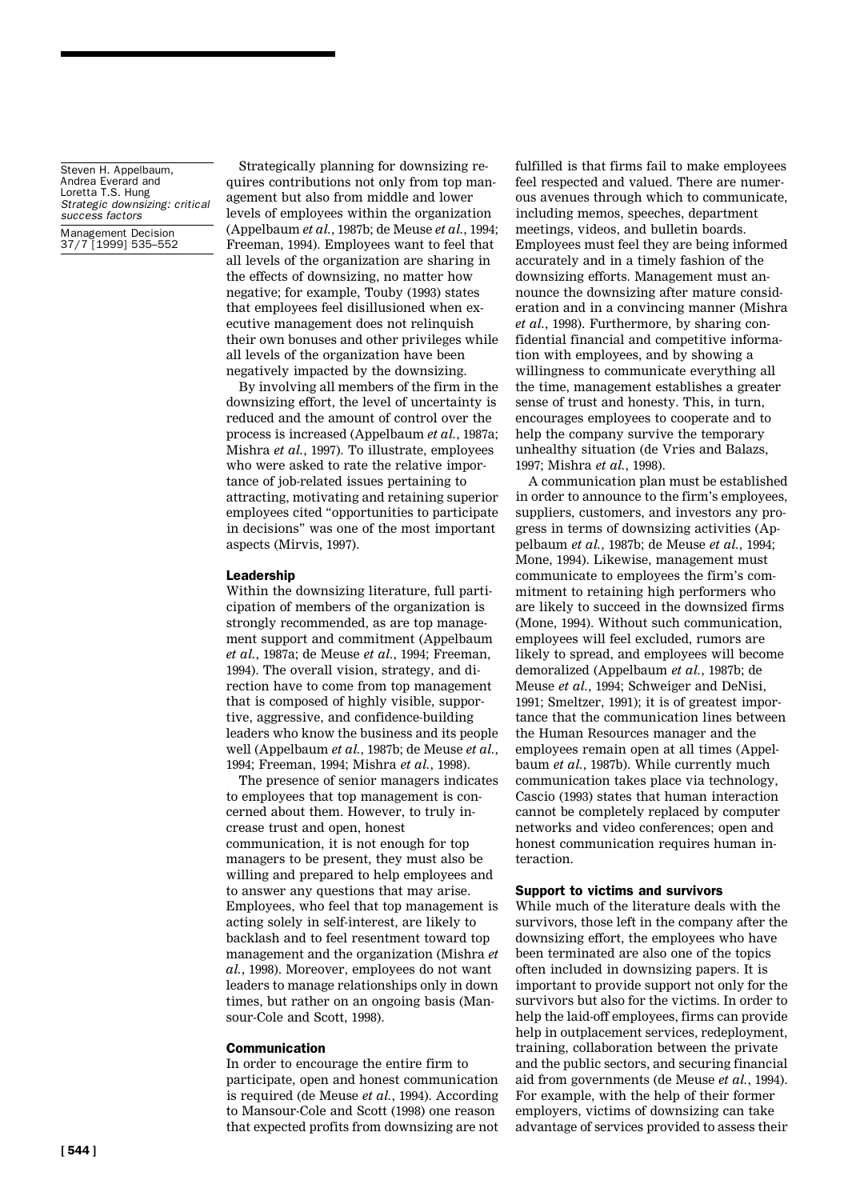Strategically planning for downsizing requires contributions not only from top management but also from middle and lower levels of employees within the organization (Appelbaum *et al.*, 1987b; de Meuse *et al.*, 1994; Freeman, 1994). Employees want to feel that all levels of the organization are sharing in the effects of downsizing, no matter how negative; for example, Touby (1993) states that employees feel disillusioned when executive management does not relinquish their own bonuses and other privileges while all levels of the organization have been negatively impacted by the downsizing.

By involving all members of the firm in the downsizing effort, the level of uncertainty is reduced and the amount of control over the process is increased (Appelbaum *et al.*, 1987a; Mishra *et al.*, 1997). To illustrate, employees who were asked to rate the relative importance of job-related issues pertaining to attracting, motivating and retaining superior employees cited "opportunities to participate in decisions" was one of the most important aspects (Mirvis, 1997).

### Leadership

Within the downsizing literature, full participation of members of the organization is strongly recommended, as are top management support and commitment (Appelbaum *et al.*, 1987a; de Meuse *et al.*, 1994; Freeman, 1994). The overall vision, strategy, and direction have to come from top management that is composed of highly visible, supportive, aggressive, and confidence-building leaders who know the business and its people well (Appelbaum *et al.*, 1987b; de Meuse *et al.*, 1994; Freeman, 1994; Mishra *et al.*, 1998).

The presence of senior managers indicates to employees that top management is concerned about them. However, to truly increase trust and open, honest communication, it is not enough for top managers to be present, they must also be willing and prepared to help employees and to answer any questions that may arise. Employees, who feel that top management is acting solely in self-interest, are likely to backlash and to feel resentment toward top management and the organization (Mishra *et al.*, 1998). Moreover, employees do not want leaders to manage relationships only in down times, but rather on an ongoing basis (Mansour-Cole and Scott, 1998).

### Communication

In order to encourage the entire firm to participate, open and honest communication is required (de Meuse *et al.*, 1994). According to Mansour-Cole and Scott (1998) one reason that expected profits from downsizing are not fulfilled is that firms fail to make employees feel respected and valued. There are numerous avenues through which to communicate, including memos, speeches, department meetings, videos, and bulletin boards. Employees must feel they are being informed accurately and in a timely fashion of the downsizing efforts. Management must announce the downsizing after mature consideration and in a convincing manner (Mishra *et al.*, 1998). Furthermore, by sharing confidential financial and competitive information with employees, and by showing a willingness to communicate everything all the time, management establishes a greater sense of trust and honesty. This, in turn, encourages employees to cooperate and to help the company survive the temporary unhealthy situation (de Vries and Balazs, 1997; Mishra *et al.*, 1998).

A communication plan must be established in order to announce to the firm's employees, suppliers, customers, and investors any progress in terms of downsizing activities (Appelbaum *et al.*, 1987b; de Meuse *et al.*, 1994; Mone, 1994). Likewise, management must communicate to employees the firm's commitment to retaining high performers who are likely to succeed in the downsized firms (Mone, 1994). Without such communication, employees will feel excluded, rumors are likely to spread, and employees will become demoralized (Appelbaum *et al.*, 1987b; de Meuse *et al.*, 1994; Schweiger and DeNisi, 1991; Smeltzer, 1991); it is of greatest importance that the communication lines between the Human Resources manager and the employees remain open at all times (Appelbaum *et al.*, 1987b). While currently much communication takes place via technology, Cascio (1993) states that human interaction cannot be completely replaced by computer networks and video conferences; open and honest communication requires human interaction.

### Support to victims and survivors

While much of the literature deals with the survivors, those left in the company after the downsizing effort, the employees who have been terminated are also one of the topics often included in downsizing papers. It is important to provide support not only for the survivors but also for the victims. In order to help the laid-off employees, firms can provide help in outplacement services, redeployment, training, collaboration between the private and the public sectors, and securing financial aid from governments (de Meuse *et al.*, 1994). For example, with the help of their former employers, victims of downsizing can take advantage of services provided to assess their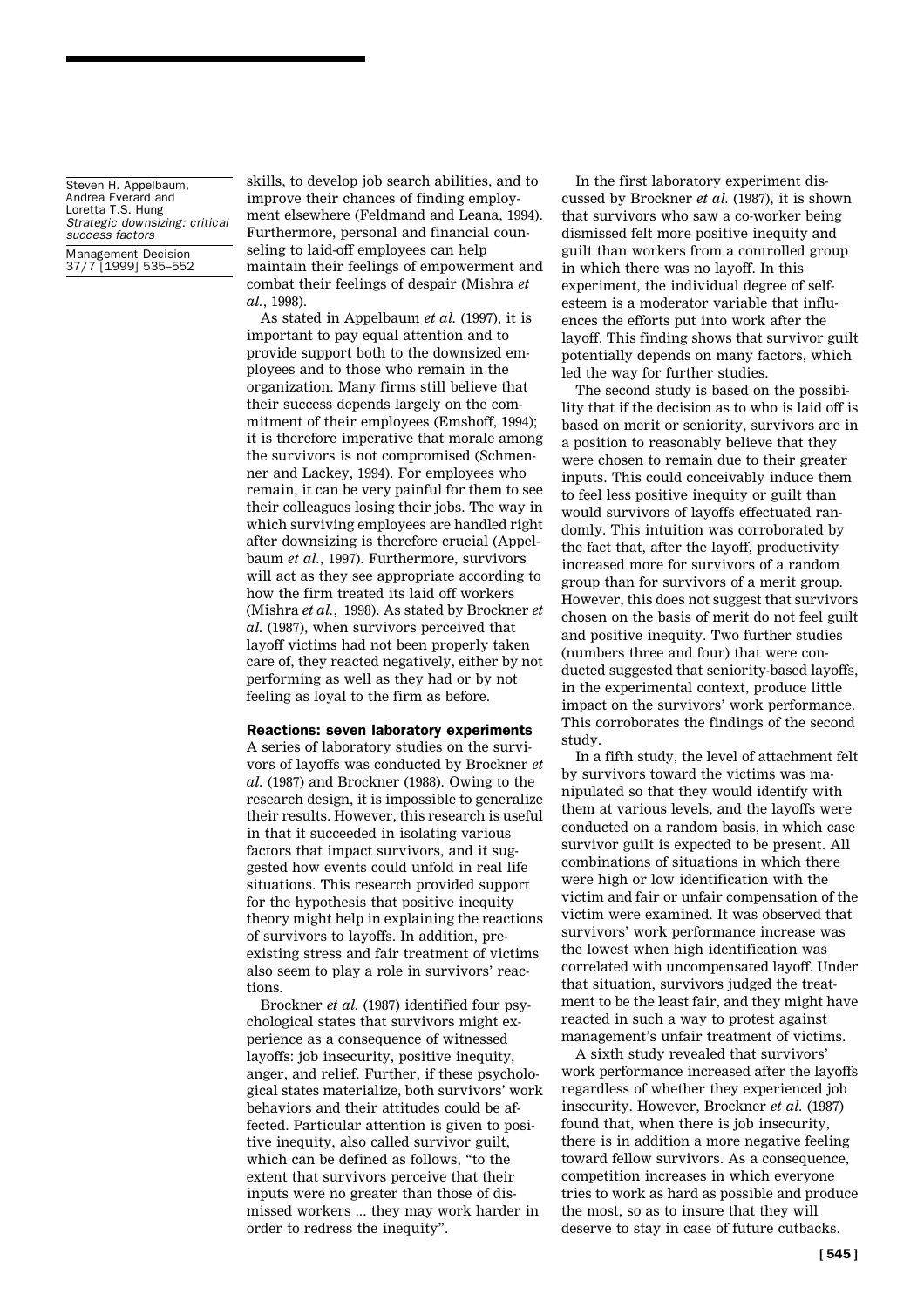skills, to develop job search abilities, and to improve their chances of finding employment elsewhere (Feldmand and Leana, 1994). Furthermore, personal and financial counseling to laid-off employees can help maintain their feelings of empowerment and combat their feelings of despair (Mishra *et al.*, 1998).

As stated in Appelbaum *et al.* (1997), it is important to pay equal attention and to provide support both to the downsized employees and to those who remain in the organization. Many firms still believe that their success depends largely on the commitment of their employees (Emshoff, 1994); it is therefore imperative that morale among the survivors is not compromised (Schmenner and Lackey, 1994). For employees who remain, it can be very painful for them to see their colleagues losing their jobs. The way in which surviving employees are handled right after downsizing is therefore crucial (Appelbaum *et al.*, 1997). Furthermore, survivors will act as they see appropriate according to how the firm treated its laid off workers (Mishra *et al.*, 1998). As stated by Brockner *et al.* (1987), when survivors perceived that layoff victims had not been properly taken care of, they reacted negatively, either by not performing as well as they had or by not feeling as loyal to the firm as before.

### Reactions: seven laboratory experiments

A series of laboratory studies on the survivors of layoffs was conducted by Brockner *et al.* (1987) and Brockner (1988). Owing to the research design, it is impossible to generalize their results. However, this research is useful in that it succeeded in isolating various factors that impact survivors, and it suggested how events could unfold in real life situations. This research provided support for the hypothesis that positive inequity theory might help in explaining the reactions of survivors to layoffs. In addition, pre-existing stress and fair treatment of victims also seem to play a role in survivors' reactions.

Brockner *et al.* (1987) identified four psychological states that survivors might experience as a consequence of witnessed layoffs: job insecurity, positive inequity, anger, and relief. Further, if these psychological states materialize, both survivors' work behaviors and their attitudes could be affected. Particular attention is given to positive inequity, also called survivor guilt, which can be defined as follows, "to the extent that survivors perceive that their inputs were no greater than those of dismissed workers ... they may work harder in order to redress the inequity".

In the first laboratory experiment discussed by Brockner *et al.* (1987), it is shown that survivors who saw a co-worker being dismissed felt more positive inequity and guilt than workers from a controlled group in which there was no layoff. In this experiment, the individual degree of self-esteem is a moderator variable that influences the efforts put into work after the layoff. This finding shows that survivor guilt potentially depends on many factors, which led the way for further studies.

The second study is based on the possibility that if the decision as to who is laid off is based on merit or seniority, survivors are in a position to reasonably believe that they were chosen to remain due to their greater inputs. This could conceivably induce them to feel less positive inequity or guilt than would survivors of layoffs effectuated randomly. This intuition was corroborated by the fact that, after the layoff, productivity increased more for survivors of a random group than for survivors of a merit group. However, this does not suggest that survivors chosen on the basis of merit do not feel guilt and positive inequity. Two further studies (numbers three and four) that were conducted suggested that seniority-based layoffs, in the experimental context, produce little impact on the survivors' work performance. This corroborates the findings of the second study.

In a fifth study, the level of attachment felt by survivors toward the victims was manipulated so that they would identify with them at various levels, and the layoffs were conducted on a random basis, in which case survivor guilt is expected to be present. All combinations of situations in which there were high or low identification with the victim and fair or unfair compensation of the victim were examined. It was observed that survivors' work performance increase was the lowest when high identification was correlated with uncompensated layoff. Under that situation, survivors judged the treatment to be the least fair, and they might have reacted in such a way to protest against management's unfair treatment of victims.

A sixth study revealed that survivors' work performance increased after the layoffs regardless of whether they experienced job insecurity. However, Brockner *et al.* (1987) found that, when there is job insecurity, there is in addition a more negative feeling toward fellow survivors. As a consequence, competition increases in which everyone tries to work as hard as possible and produce the most, so as to insure that they will deserve to stay in case of future cutbacks.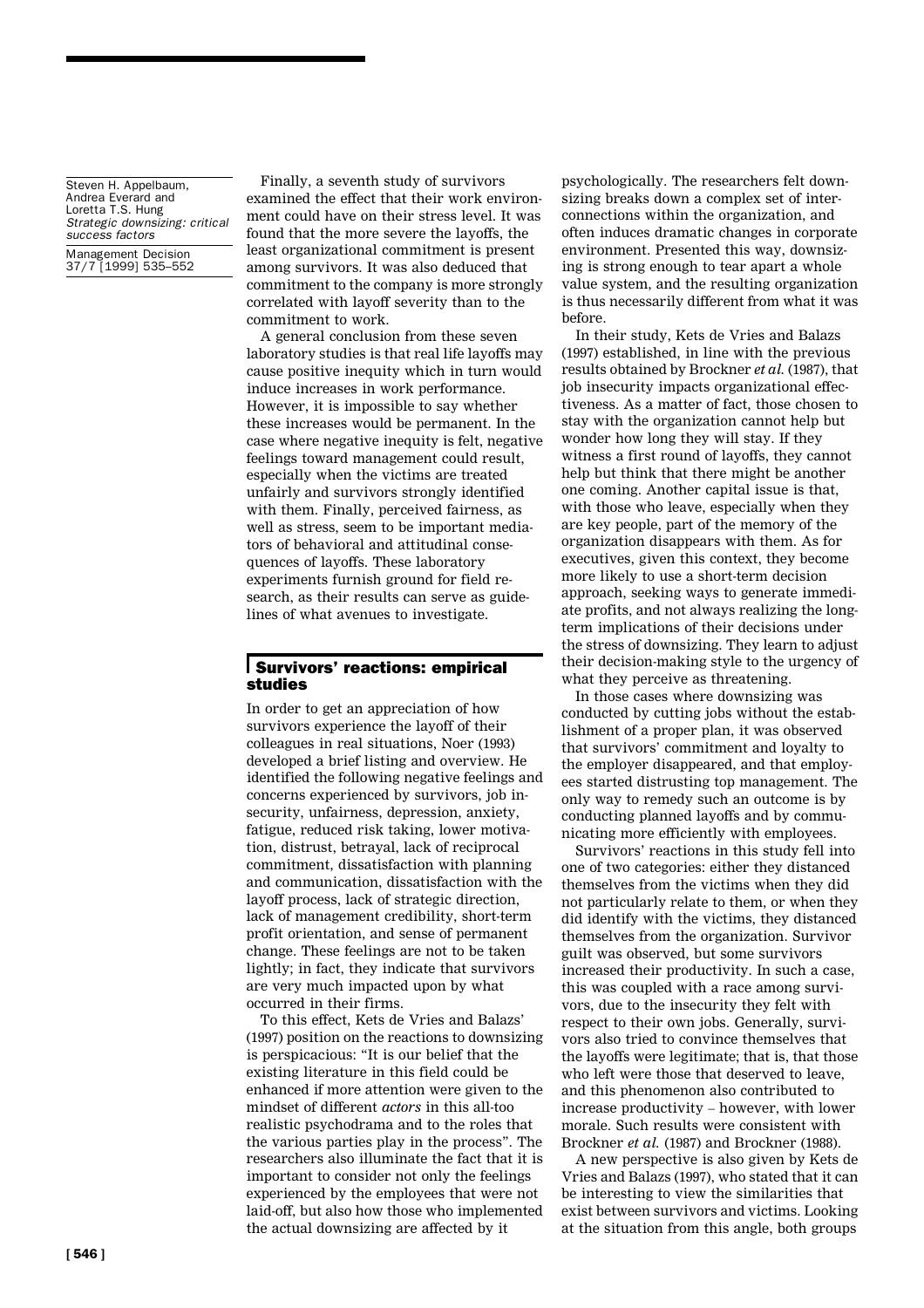Finally, a seventh study of survivors examined the effect that their work environment could have on their stress level. It was found that the more severe the layoffs, the least organizational commitment is present among survivors. It was also deduced that commitment to the company is more strongly correlated with layoff severity than to the commitment to work.

A general conclusion from these seven laboratory studies is that real life layoffs may cause positive inequity which in turn would induce increases in work performance. However, it is impossible to say whether these increases would be permanent. In the case where negative inequity is felt, negative feelings toward management could result, especially when the victims are treated unfairly and survivors strongly identified with them. Finally, perceived fairness, as well as stress, seem to be important mediators of behavioral and attitudinal consequences of layoffs. These laboratory experiments furnish ground for field research, as their results can serve as guidelines of what avenues to investigate.

## Survivors' reactions: empirical studies

In order to get an appreciation of how survivors experience the layoff of their colleagues in real situations, Noer (1993) developed a brief listing and overview. He identified the following negative feelings and concerns experienced by survivors, job insecurity, unfairness, depression, anxiety, fatigue, reduced risk taking, lower motivation, distrust, betrayal, lack of reciprocal commitment, dissatisfaction with planning and communication, dissatisfaction with the layoff process, lack of strategic direction, lack of management credibility, short-term profit orientation, and sense of permanent change. These feelings are not to be taken lightly; in fact, they indicate that survivors are very much impacted upon by what occurred in their firms.

To this effect, Kets de Vries and Balazs' (1997) position on the reactions to downsizing is perspicacious: "It is our belief that the existing literature in this field could be enhanced if more attention were given to the mindset of different *actors* in this all-too realistic psychodrama and to the roles that the various parties play in the process". The researchers also illuminate the fact that it is important to consider not only the feelings experienced by the employees that were not laid-off, but also how those who implemented the actual downsizing are affected by it psychologically. The researchers felt downsizing breaks down a complex set of interconnections within the organization, and often induces dramatic changes in corporate environment. Presented this way, downsizing is strong enough to tear apart a whole value system, and the resulting organization is thus necessarily different from what it was before.

In their study, Kets de Vries and Balazs (1997) established, in line with the previous results obtained by Brockner *et al.* (1987), that job insecurity impacts organizational effectiveness. As a matter of fact, those chosen to stay with the organization cannot help but wonder how long they will stay. If they witness a first round of layoffs, they cannot help but think that there might be another one coming. Another capital issue is that, with those who leave, especially when they are key people, part of the memory of the organization disappears with them. As for executives, given this context, they become more likely to use a short-term decision approach, seeking ways to generate immediate profits, and not always realizing the long-term implications of their decisions under the stress of downsizing. They learn to adjust their decision-making style to the urgency of what they perceive as threatening.

In those cases where downsizing was conducted by cutting jobs without the establishment of a proper plan, it was observed that survivors' commitment and loyalty to the employer disappeared, and that employees started distrusting top management. The only way to remedy such an outcome is by conducting planned layoffs and by communicating more efficiently with employees.

Survivors' reactions in this study fell into one of two categories: either they distanced themselves from the victims when they did not particularly relate to them, or when they did identify with the victims, they distanced themselves from the organization. Survivor guilt was observed, but some survivors increased their productivity. In such a case, this was coupled with a race among survivors, due to the insecurity they felt with respect to their own jobs. Generally, survivors also tried to convince themselves that the layoffs were legitimate; that is, that those who left were those that deserved to leave, and this phenomenon also contributed to increase productivity – however, with lower morale. Such results were consistent with Brockner *et al.* (1987) and Brockner (1988).

A new perspective is also given by Kets de Vries and Balazs (1997), who stated that it can be interesting to view the similarities that exist between survivors and victims. Looking at the situation from this angle, both groups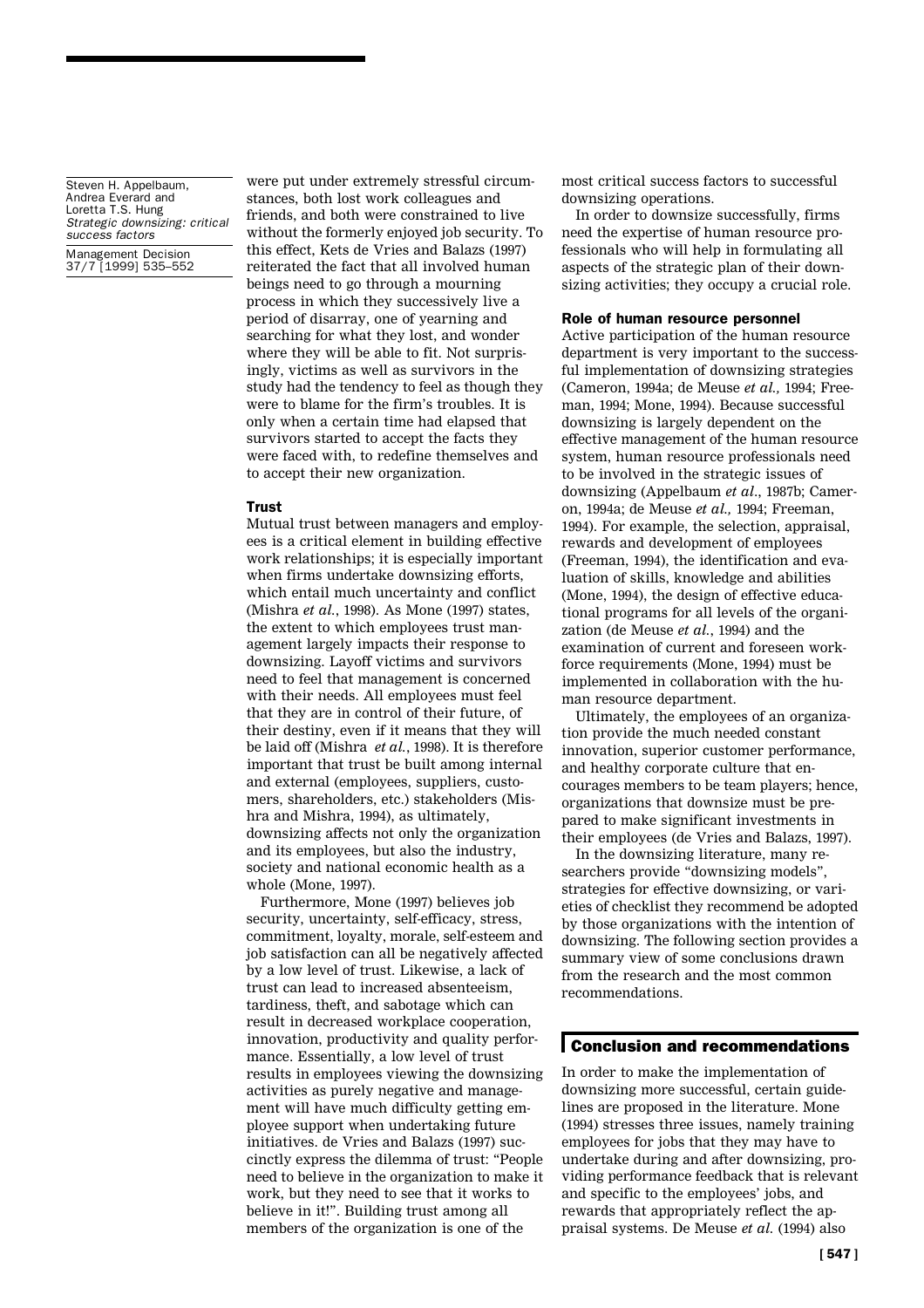were put under extremely stressful circumstances, both lost work colleagues and friends, and both were constrained to live without the formerly enjoyed job security. To this effect, Kets de Vries and Balazs (1997) reiterated the fact that all involved human beings need to go through a mourning process in which they successively live a period of disarray, one of yearning and searching for what they lost, and wonder where they will be able to fit. Not surprisingly, victims as well as survivors in the study had the tendency to feel as though they were to blame for the firm's troubles. It is only when a certain time had elapsed that survivors started to accept the facts they were faced with, to redefine themselves and to accept their new organization.

### Trust

Mutual trust between managers and employees is a critical element in building effective work relationships; it is especially important when firms undertake downsizing efforts, which entail much uncertainty and conflict (Mishra *et al.*, 1998). As Mone (1997) states, the extent to which employees trust management largely impacts their response to downsizing. Layoff victims and survivors need to feel that management is concerned with their needs. All employees must feel that they are in control of their future, of their destiny, even if it means that they will be laid off (Mishra *et al.*, 1998). It is therefore important that trust be built among internal and external (employees, suppliers, customers, shareholders, etc.) stakeholders (Mishra and Mishra, 1994), as ultimately, downsizing affects not only the organization and its employees, but also the industry, society and national economic health as a whole (Mone, 1997).

Furthermore, Mone (1997) believes job security, uncertainty, self-efficacy, stress, commitment, loyalty, morale, self-esteem and job satisfaction can all be negatively affected by a low level of trust. Likewise, a lack of trust can lead to increased absenteeism, tardiness, theft, and sabotage which can result in decreased workplace cooperation, innovation, productivity and quality performance. Essentially, a low level of trust results in employees viewing the downsizing activities as purely negative and management will have much difficulty getting employee support when undertaking future initiatives. de Vries and Balazs (1997) succinctly express the dilemma of trust: "People need to believe in the organization to make it work, but they need to see that it works to believe in it!". Building trust among all members of the organization is one of the most critical success factors to successful downsizing operations.

In order to downsize successfully, firms need the expertise of human resource professionals who will help in formulating all aspects of the strategic plan of their downsizing activities; they occupy a crucial role.

### Role of human resource personnel

Active participation of the human resource department is very important to the successful implementation of downsizing strategies (Cameron, 1994a; de Meuse *et al.,* 1994; Freeman, 1994; Mone, 1994). Because successful downsizing is largely dependent on the effective management of the human resource system, human resource professionals need to be involved in the strategic issues of downsizing (Appelbaum *et al.*, 1987b; Cameron, 1994a; de Meuse *et al.,* 1994; Freeman, 1994). For example, the selection, appraisal, rewards and development of employees (Freeman, 1994), the identification and evaluation of skills, knowledge and abilities (Mone, 1994), the design of effective educational programs for all levels of the organization (de Meuse *et al.*, 1994) and the examination of current and foreseen workforce requirements (Mone, 1994) must be implemented in collaboration with the human resource department.

Ultimately, the employees of an organization provide the much needed constant innovation, superior customer performance, and healthy corporate culture that encourages members to be team players; hence, organizations that downsize must be prepared to make significant investments in their employees (de Vries and Balazs, 1997).

In the downsizing literature, many researchers provide "downsizing models", strategies for effective downsizing, or varieties of checklist they recommend be adopted by those organizations with the intention of downsizing. The following section provides a summary view of some conclusions drawn from the research and the most common recommendations.

## Conclusion and recommendations

In order to make the implementation of downsizing more successful, certain guidelines are proposed in the literature. Mone (1994) stresses three issues, namely training employees for jobs that they may have to undertake during and after downsizing, providing performance feedback that is relevant and specific to the employees' jobs, and rewards that appropriately reflect the appraisal systems. De Meuse *et al.* (1994) also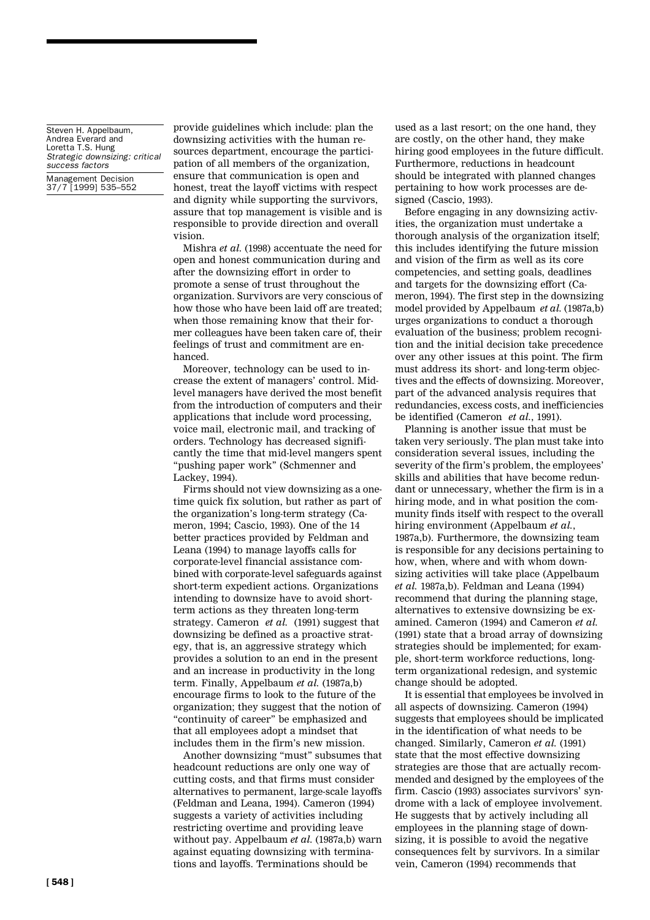provide guidelines which include: plan the downsizing activities with the human resources department, encourage the participation of all members of the organization, ensure that communication is open and honest, treat the layoff victims with respect and dignity while supporting the survivors, assure that top management is visible and is responsible to provide direction and overall vision.

Mishra *et al.* (1998) accentuate the need for open and honest communication during and after the downsizing effort in order to promote a sense of trust throughout the organization. Survivors are very conscious of how those who have been laid off are treated; when those remaining know that their former colleagues have been taken care of, their feelings of trust and commitment are enhanced.

Moreover, technology can be used to increase the extent of managers' control. Mid-level managers have derived the most benefit from the introduction of computers and their applications that include word processing, voice mail, electronic mail, and tracking of orders. Technology has decreased significantly the time that mid-level mangers spent "pushing paper work" (Schmenner and Lackey, 1994).

Firms should not view downsizing as a one-time quick fix solution, but rather as part of the organization's long-term strategy (Cameron, 1994; Cascio, 1993). One of the 14 better practices provided by Feldman and Leana (1994) to manage layoffs calls for corporate-level financial assistance combined with corporate-level safeguards against short-term expedient actions. Organizations intending to downsize have to avoid short-term actions as they threaten long-term strategy. Cameron *et al.* (1991) suggest that downsizing be defined as a proactive strategy, that is, an aggressive strategy which provides a solution to an end in the present and an increase in productivity in the long term. Finally, Appelbaum *et al.* (1987a,b) encourage firms to look to the future of the organization; they suggest that the notion of "continuity of career" be emphasized and that all employees adopt a mindset that includes them in the firm's new mission.

Another downsizing "must" subsumes that headcount reductions are only one way of cutting costs, and that firms must consider alternatives to permanent, large-scale layoffs (Feldman and Leana, 1994). Cameron (1994) suggests a variety of activities including restricting overtime and providing leave without pay. Appelbaum *et al.* (1987a,b) warn against equating downsizing with terminations and layoffs. Terminations should be used as a last resort; on the one hand, they are costly, on the other hand, they make hiring good employees in the future difficult. Furthermore, reductions in headcount should be integrated with planned changes pertaining to how work processes are designed (Cascio, 1993).

Before engaging in any downsizing activities, the organization must undertake a thorough analysis of the organization itself; this includes identifying the future mission and vision of the firm as well as its core competencies, and setting goals, deadlines and targets for the downsizing effort (Cameron, 1994). The first step in the downsizing model provided by Appelbaum *et al.* (1987a,b) urges organizations to conduct a thorough evaluation of the business; problem recognition and the initial decision take precedence over any other issues at this point. The firm must address its short- and long-term objectives and the effects of downsizing. Moreover, part of the advanced analysis requires that redundancies, excess costs, and inefficiencies be identified (Cameron *et al.*, 1991).

Planning is another issue that must be taken very seriously. The plan must take into consideration several issues, including the severity of the firm's problem, the employees' skills and abilities that have become redundant or unnecessary, whether the firm is in a hiring mode, and in what position the community finds itself with respect to the overall hiring environment (Appelbaum *et al.*, 1987a,b). Furthermore, the downsizing team is responsible for any decisions pertaining to how, when, where and with whom downsizing activities will take place (Appelbaum *et al.* 1987a,b). Feldman and Leana (1994) recommend that during the planning stage, alternatives to extensive downsizing be examined. Cameron (1994) and Cameron *et al.* (1991) state that a broad array of downsizing strategies should be implemented; for example, short-term workforce reductions, long-term organizational redesign, and systemic change should be adopted.

It is essential that employees be involved in all aspects of downsizing. Cameron (1994) suggests that employees should be implicated in the identification of what needs to be changed. Similarly, Cameron *et al.* (1991) state that the most effective downsizing strategies are those that are actually recommended and designed by the employees of the firm. Cascio (1993) associates survivors' syndrome with a lack of employee involvement. He suggests that by actively including all employees in the planning stage of downsizing, it is possible to avoid the negative consequences felt by survivors. In a similar vein, Cameron (1994) recommends that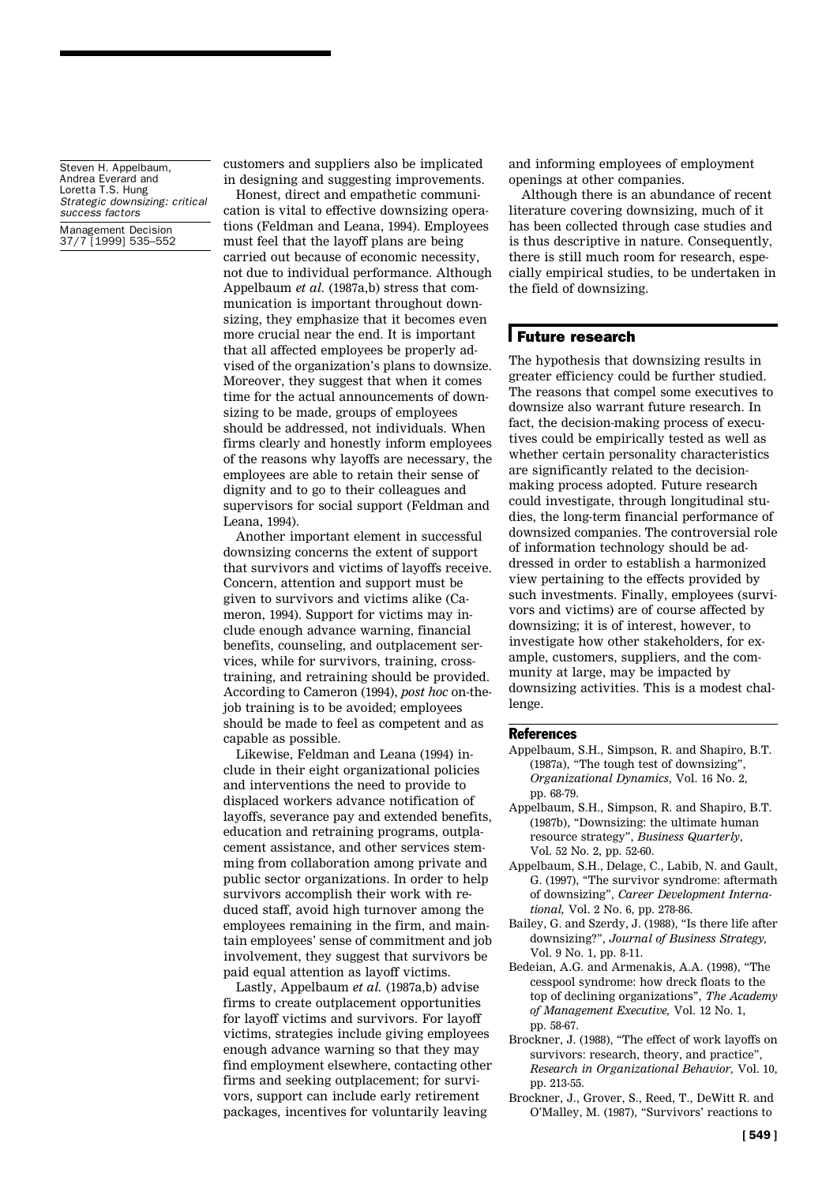customers and suppliers also be implicated in designing and suggesting improvements.

Honest, direct and empathetic communication is vital to effective downsizing operations (Feldman and Leana, 1994). Employees must feel that the layoff plans are being carried out because of economic necessity, not due to individual performance. Although Appelbaum *et al.* (1987a,b) stress that communication is important throughout downsizing, they emphasize that it becomes even more crucial near the end. It is important that all affected employees be properly advised of the organization's plans to downsize. Moreover, they suggest that when it comes time for the actual announcements of downsizing to be made, groups of employees should be addressed, not individuals. When firms clearly and honestly inform employees of the reasons why layoffs are necessary, the employees are able to retain their sense of dignity and to go to their colleagues and supervisors for social support (Feldman and Leana, 1994).

Another important element in successful downsizing concerns the extent of support that survivors and victims of layoffs receive. Concern, attention and support must be given to survivors and victims alike (Cameron, 1994). Support for victims may include enough advance warning, financial benefits, counseling, and outplacement services, while for survivors, training, cross-training, and retraining should be provided. According to Cameron (1994), *post hoc* on-the-job training is to be avoided; employees should be made to feel as competent and as capable as possible.

Likewise, Feldman and Leana (1994) include in their eight organizational policies and interventions the need to provide to displaced workers advance notification of layoffs, severance pay and extended benefits, education and retraining programs, outplacement assistance, and other services stemming from collaboration among private and public sector organizations. In order to help survivors accomplish their work with reduced staff, avoid high turnover among the employees remaining in the firm, and maintain employees' sense of commitment and job involvement, they suggest that survivors be paid equal attention as layoff victims.

Lastly, Appelbaum *et al.* (1987a,b) advise firms to create outplacement opportunities for layoff victims and survivors. For layoff victims, strategies include giving employees enough advance warning so that they may find employment elsewhere, contacting other firms and seeking outplacement; for survivors, support can include early retirement packages, incentives for voluntarily leaving and informing employees of employment openings at other companies.

Although there is an abundance of recent literature covering downsizing, much of it has been collected through case studies and is thus descriptive in nature. Consequently, there is still much room for research, especially empirical studies, to be undertaken in the field of downsizing.

## Future research

The hypothesis that downsizing results in greater efficiency could be further studied. The reasons that compel some executives to downsize also warrant future research. In fact, the decision-making process of executives could be empirically tested as well as whether certain personality characteristics are significantly related to the decision-making process adopted. Future research could investigate, through longitudinal studies, the long-term financial performance of downsized companies. The controversial role of information technology should be addressed in order to establish a harmonized view pertaining to the effects provided by such investments. Finally, employees (survivors and victims) are of course affected by downsizing; it is of interest, however, to investigate how other stakeholders, for example, customers, suppliers, and the community at large, may be impacted by downsizing activities. This is a modest challenge.

## References

Appelbaum, S.H., Simpson, R. and Shapiro, B.T. (1987a), "The tough test of downsizing", *Organizational Dynamics*, Vol. 16 No. 2, pp. 68-79.

Appelbaum, S.H., Simpson, R. and Shapiro, B.T. (1987b), "Downsizing: the ultimate human resource strategy", *Business Quarterly*, Vol. 52 No. 2, pp. 52-60.

Appelbaum, S.H., Delage, C., Labib, N. and Gault, G. (1997), "The survivor syndrome: aftermath of downsizing", *Career Development International,* Vol. 2 No. 6, pp. 278-86.

Bailey, G. and Szerdy, J. (1988), "Is there life after downsizing?", *Journal of Business Strategy,* Vol. 9 No. 1, pp. 8-11.

Bedeian, A.G. and Armenakis, A.A. (1998), "The cesspool syndrome: how dreck floats to the top of declining organizations", *The Academy of Management Executive,* Vol. 12 No. 1, pp. 58-67.

Brockner, J. (1988), "The effect of work layoffs on survivors: research, theory, and practice", *Research in Organizational Behavior,* Vol. 10, pp. 213-55.

Brockner, J., Grover, S., Reed, T., DeWitt R. and O'Malley, M. (1987), "Survivors' reactions to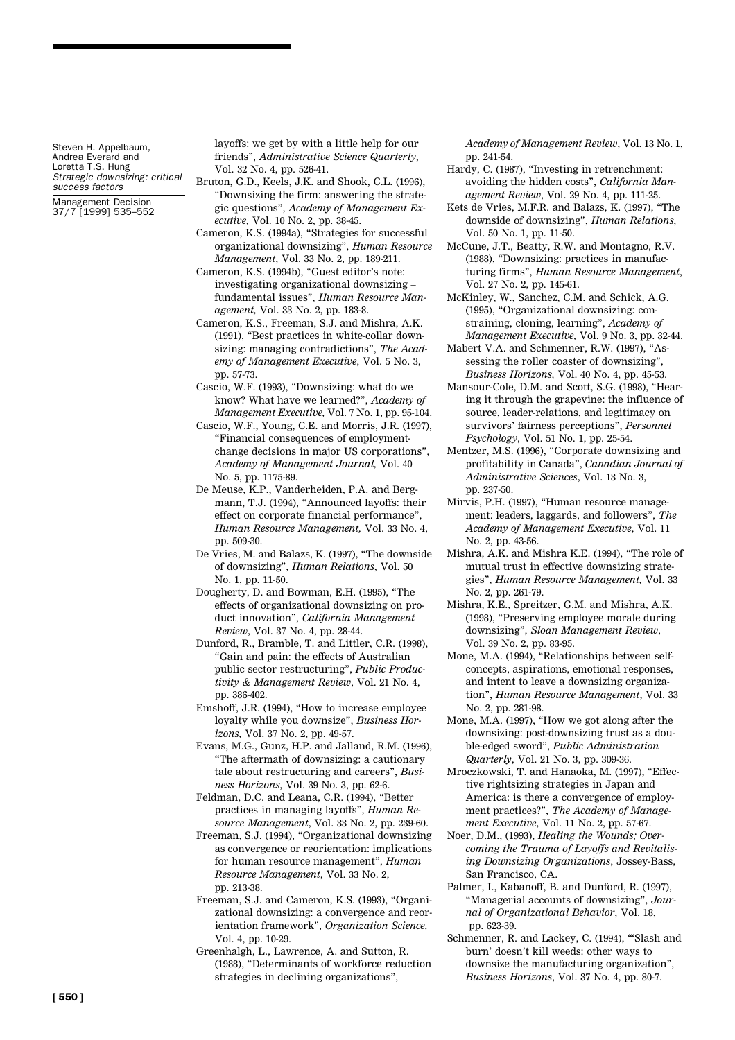layoffs: we get by with a little help for our friends", *Administrative Science Quarterly*, Vol. 32 No. 4, pp. 526-41.

Bruton, G.D., Keels, J.K. and Shook, C.L. (1996), "Downsizing the firm: answering the strategic questions", *Academy of Management Executive*, Vol. 10 No. 2, pp. 38-45.

Cameron, K.S. (1994a), "Strategies for successful organizational downsizing", *Human Resource Management*, Vol. 33 No. 2, pp. 189-211.

Cameron, K.S. (1994b), "Guest editor's note: investigating organizational downsizing – fundamental issues", *Human Resource Management,* Vol. 33 No. 2, pp. 183-8.

Cameron, K.S., Freeman, S.J. and Mishra, A.K. (1991), "Best practices in white-collar downsizing: managing contradictions", *The Academy of Management Executive*, Vol. 5 No. 3, pp. 57-73.

Cascio, W.F. (1993), "Downsizing: what do we know? What have we learned?", *Academy of Management Executive,* Vol. 7 No. 1, pp. 95-104.

Cascio, W.F., Young, C.E. and Morris, J.R. (1997), "Financial consequences of employment-change decisions in major US corporations", *Academy of Management Journal,* Vol. 40 No. 5, pp. 1175-89.

De Meuse, K.P., Vanderheiden, P.A. and Bergmann, T.J. (1994), "Announced layoffs: their effect on corporate financial performance", *Human Resource Management,* Vol. 33 No. 4, pp. 509-30.

De Vries, M. and Balazs, K. (1997), "The downside of downsizing", *Human Relations*, Vol. 50 No. 1, pp. 11-50.

Dougherty, D. and Bowman, E.H. (1995), "The effects of organizational downsizing on product innovation", *California Management Review*, Vol. 37 No. 4, pp. 28-44.

Dunford, R., Bramble, T. and Littler, C.R. (1998), "Gain and pain: the effects of Australian public sector restructuring", *Public Productivity & Management Review*, Vol. 21 No. 4, pp. 386-402.

Emshoff, J.R. (1994), "How to increase employee loyalty while you downsize", *Business Horizons,* Vol. 37 No. 2, pp. 49-57.

Evans, M.G., Gunz, H.P. and Jalland, R.M. (1996), "The aftermath of downsizing: a cautionary tale about restructuring and careers", *Business Horizons*, Vol. 39 No. 3, pp. 62-6.

Feldman, D.C. and Leana, C.R. (1994), "Better practices in managing layoffs", *Human Resource Management*, Vol. 33 No. 2, pp. 239-60.

Freeman, S.J. (1994), "Organizational downsizing as convergence or reorientation: implications for human resource management", *Human Resource Management*, Vol. 33 No. 2, pp. 213-38.

Freeman, S.J. and Cameron, K.S. (1993), "Organizational downsizing: a convergence and reorientation framework", *Organization Science,* Vol. 4, pp. 10-29.

Greenhalgh, L., Lawrence, A. and Sutton, R. (1988), "Determinants of workforce reduction strategies in declining organizations", *Academy of Management Review*, Vol. 13 No. 1, pp. 241-54.

Hardy, C. (1987), "Investing in retrenchment: avoiding the hidden costs", *California Management Review*, Vol. 29 No. 4, pp. 111-25.

Kets de Vries, M.F.R. and Balazs, K. (1997), "The downside of downsizing", *Human Relations*, Vol. 50 No. 1, pp. 11-50.

McCune, J.T., Beatty, R.W. and Montagno, R.V. (1988), "Downsizing: practices in manufacturing firms", *Human Resource Management*, Vol. 27 No. 2, pp. 145-61.

McKinley, W., Sanchez, C.M. and Schick, A.G. (1995), "Organizational downsizing: constraining, cloning, learning", *Academy of Management Executive,* Vol. 9 No. 3, pp. 32-44.

Mabert V.A. and Schmenner, R.W. (1997), "Assessing the roller coaster of downsizing", *Business Horizons,* Vol. 40 No. 4, pp. 45-53.

Mansour-Cole, D.M. and Scott, S.G. (1998), "Hearing it through the grapevine: the influence of source, leader-relations, and legitimacy on survivors' fairness perceptions", *Personnel Psychology*, Vol. 51 No. 1, pp. 25-54.

Mentzer, M.S. (1996), "Corporate downsizing and profitability in Canada", *Canadian Journal of Administrative Sciences*, Vol. 13 No. 3, pp. 237-50.

Mirvis, P.H. (1997), "Human resource management: leaders, laggards, and followers", *The Academy of Management Executive*, Vol. 11 No. 2, pp. 43-56.

Mishra, A.K. and Mishra K.E. (1994), "The role of mutual trust in effective downsizing strategies", *Human Resource Management,* Vol. 33 No. 2, pp. 261-79.

Mishra, K.E., Spreitzer, G.M. and Mishra, A.K. (1998), "Preserving employee morale during downsizing", *Sloan Management Review*, Vol. 39 No. 2, pp. 83-95.

Mone, M.A. (1994), "Relationships between self-concepts, aspirations, emotional responses, and intent to leave a downsizing organization", *Human Resource Management*, Vol. 33 No. 2, pp. 281-98.

Mone, M.A. (1997), "How we got along after the downsizing: post-downsizing trust as a double-edged sword", *Public Administration Quarterly*, Vol. 21 No. 3, pp. 309-36.

Mroczkowski, T. and Hanaoka, M. (1997), "Effective rightsizing strategies in Japan and America: is there a convergence of employment practices?", *The Academy of Management Executive*, Vol. 11 No. 2, pp. 57-67.

Noer, D.M., (1993), *Healing the Wounds; Overcoming the Trauma of Layoffs and Revitalising Downsizing Organizations*, Jossey-Bass, San Francisco, CA.

Palmer, I., Kabanoff, B. and Dunford, R. (1997), "Managerial accounts of downsizing", *Journal of Organizational Behavior*, Vol. 18, pp. 623-39.

Schmenner, R. and Lackey, C. (1994), "'Slash and burn' doesn't kill weeds: other ways to downsize the manufacturing organization", *Business Horizons*, Vol. 37 No. 4, pp. 80-7.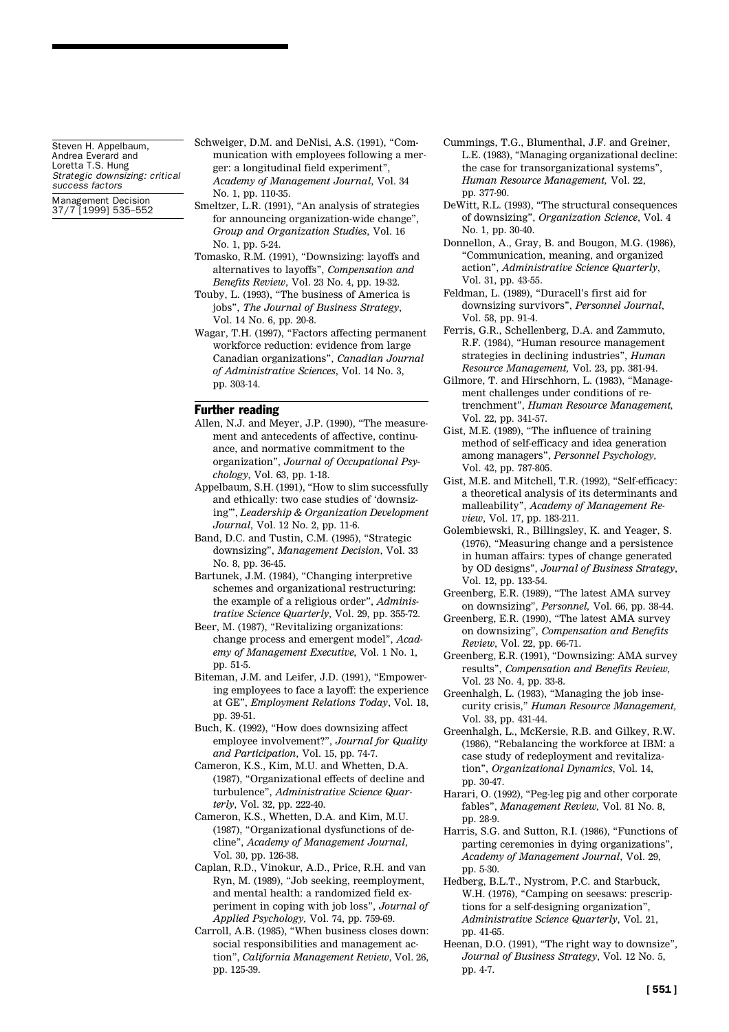Schweiger, D.M. and DeNisi, A.S. (1991), "Communication with employees following a merger: a longitudinal field experiment", *Academy of Management Journal*, Vol. 34 No. 1, pp. 110-35.

Smeltzer, L.R. (1991), "An analysis of strategies for announcing organization-wide change", *Group and Organization Studies*, Vol. 16 No. 1, pp. 5-24.

Tomasko, R.M. (1991), "Downsizing: layoffs and alternatives to layoffs", *Compensation and Benefits Review*, Vol. 23 No. 4, pp. 19-32.

Touby, L. (1993), "The business of America is jobs", *The Journal of Business Strategy*, Vol. 14 No. 6, pp. 20-8.

Wagar, T.H. (1997), "Factors affecting permanent workforce reduction: evidence from large Canadian organizations", *Canadian Journal of Administrative Sciences*, Vol. 14 No. 3, pp. 303-14.

## Further reading

Allen, N.J. and Meyer, J.P. (1990), "The measurement and antecedents of affective, continuance, and normative commitment to the organization", *Journal of Occupational Psychology*, Vol. 63, pp. 1-18.

Appelbaum, S.H. (1991), "How to slim successfully and ethically: two case studies of 'downsizing'", *Leadership & Organization Development Journal*, Vol. 12 No. 2, pp. 11-6.

Band, D.C. and Tustin, C.M. (1995), "Strategic downsizing", *Management Decision*, Vol. 33 No. 8, pp. 36-45.

Bartunek, J.M. (1984), "Changing interpretive schemes and organizational restructuring: the example of a religious order", *Administrative Science Quarterly*, Vol. 29, pp. 355-72.

Beer, M. (1987), "Revitalizing organizations: change process and emergent model", *Academy of Management Executive*, Vol. 1 No. 1, pp. 51-5.

Biteman, J.M. and Leifer, J.D. (1991), "Empowering employees to face a layoff: the experience at GE", *Employment Relations Today*, Vol. 18, pp. 39-51.

Buch, K. (1992), "How does downsizing affect employee involvement?", *Journal for Quality and Participation*, Vol. 15, pp. 74-7.

Cameron, K.S., Kim, M.U. and Whetten, D.A. (1987), "Organizational effects of decline and turbulence", *Administrative Science Quarterly*, Vol. 32, pp. 222-40.

Cameron, K.S., Whetten, D.A. and Kim, M.U. (1987), "Organizational dysfunctions of decline", *Academy of Management Journal*, Vol. 30, pp. 126-38.

Caplan, R.D., Vinokur, A.D., Price, R.H. and van Ryn, M. (1989), "Job seeking, reemployment, and mental health: a randomized field experiment in coping with job loss", *Journal of Applied Psychology*, Vol. 74, pp. 759-69.

Carroll, A.B. (1985), "When business closes down: social responsibilities and management action", *California Management Review*, Vol. 26, pp. 125-39.

Cummings, T.G., Blumenthal, J.F. and Greiner, L.E. (1983), "Managing organizational decline: the case for transorganizational systems", *Human Resource Management,* Vol. 22, pp. 377-90.

DeWitt, R.L. (1993), "The structural consequences of downsizing", *Organization Science*, Vol. 4 No. 1, pp. 30-40.

Donnellon, A., Gray, B. and Bougon, M.G. (1986), "Communication, meaning, and organized action", *Administrative Science Quarterly*, Vol. 31, pp. 43-55.

Feldman, L. (1989), "Duracell's first aid for downsizing survivors", *Personnel Journal*, Vol. 58, pp. 91-4.

Ferris, G.R., Schellenberg, D.A. and Zammuto, R.F. (1984), "Human resource management strategies in declining industries", *Human Resource Management,* Vol. 23, pp. 381-94.

Gilmore, T. and Hirschhorn, L. (1983), "Management challenges under conditions of retrenchment", *Human Resource Management,* Vol. 22, pp. 341-57.

Gist, M.E. (1989), "The influence of training method of self-efficacy and idea generation among managers", *Personnel Psychology,* Vol. 42, pp. 787-805.

Gist, M.E. and Mitchell, T.R. (1992), "Self-efficacy: a theoretical analysis of its determinants and malleability", *Academy of Management Review*, Vol. 17, pp. 183-211.

Golembiewski, R., Billingsley, K. and Yeager, S. (1976), "Measuring change and a persistence in human affairs: types of change generated by OD designs", *Journal of Business Strategy*, Vol. 12, pp. 133-54.

Greenberg, E.R. (1989), "The latest AMA survey on downsizing", *Personnel,* Vol. 66, pp. 38-44.

Greenberg, E.R. (1990), "The latest AMA survey on downsizing", *Compensation and Benefits Review*, Vol. 22, pp. 66-71.

Greenberg, E.R. (1991), "Downsizing: AMA survey results", *Compensation and Benefits Review,* Vol. 23 No. 4, pp. 33-8.

Greenhalgh, L. (1983), "Managing the job insecurity crisis," *Human Resource Management,* Vol. 33, pp. 431-44.

Greenhalgh, L., McKersie, R.B. and Gilkey, R.W. (1986), "Rebalancing the workforce at IBM: a case study of redeployment and revitalization", *Organizational Dynamics*, Vol. 14, pp. 30-47.

Harari, O. (1992), "Peg-leg pig and other corporate fables", *Management Review,* Vol. 81 No. 8, pp. 28-9.

Harris, S.G. and Sutton, R.I. (1986), "Functions of parting ceremonies in dying organizations", *Academy of Management Journal*, Vol. 29, pp. 5-30.

Hedberg, B.L.T., Nystrom, P.C. and Starbuck, W.H. (1976), "Camping on seesaws: prescriptions for a self-designing organization", *Administrative Science Quarterly*, Vol. 21, pp. 41-65.

Heenan, D.O. (1991), "The right way to downsize", *Journal of Business Strategy*, Vol. 12 No. 5, pp. 4-7.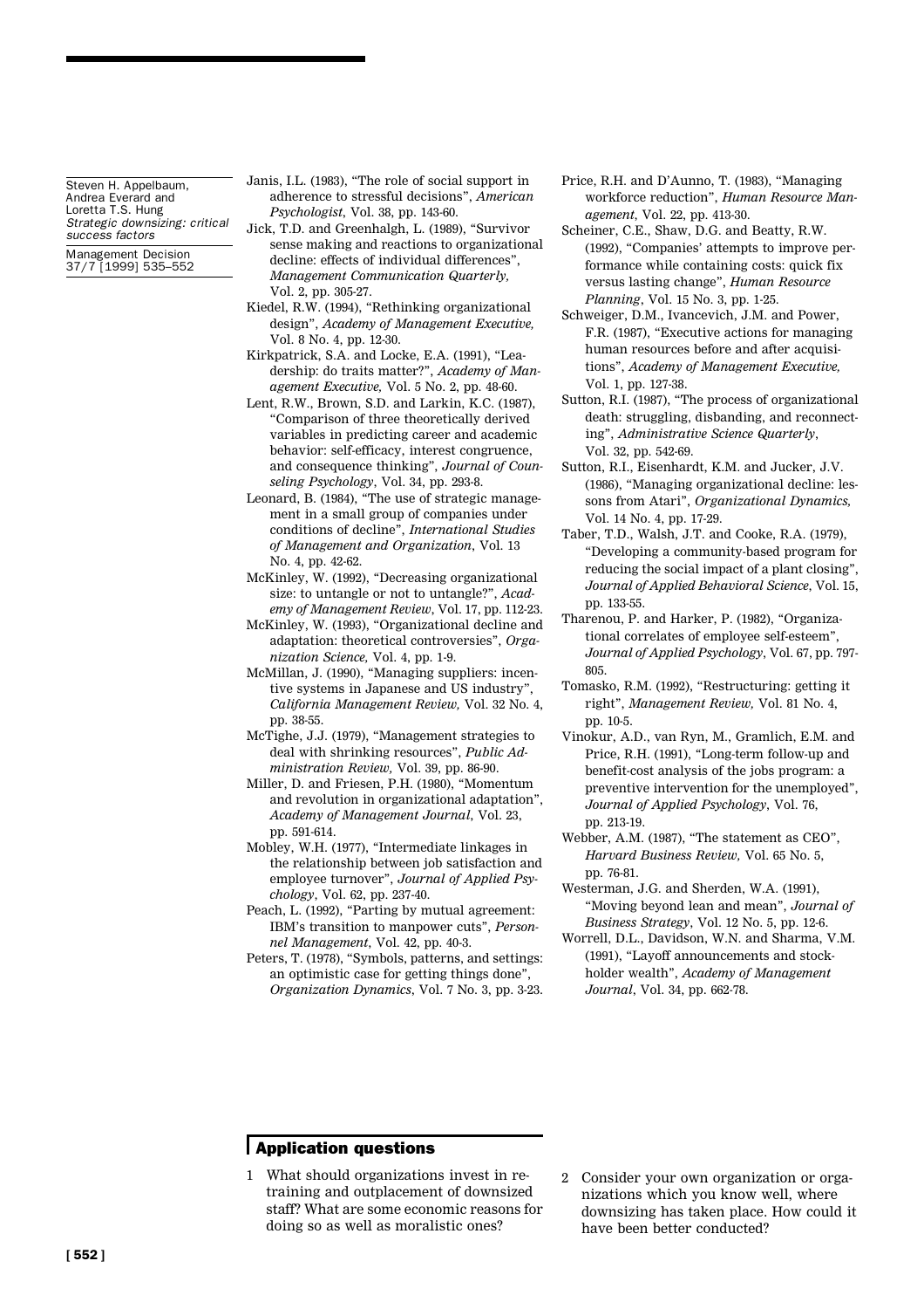Janis, I.L. (1983), "The role of social support in adherence to stressful decisions", *American Psychologist*, Vol. 38, pp. 143-60.

Jick, T.D. and Greenhalgh, L. (1989), "Survivor sense making and reactions to organizational decline: effects of individual differences", *Management Communication Quarterly,* Vol. 2, pp. 305-27.

Kiedel, R.W. (1994), "Rethinking organizational design", *Academy of Management Executive,* Vol. 8 No. 4, pp. 12-30.

Kirkpatrick, S.A. and Locke, E.A. (1991), "Leadership: do traits matter?", *Academy of Management Executive,* Vol. 5 No. 2, pp. 48-60.

Lent, R.W., Brown, S.D. and Larkin, K.C. (1987), "Comparison of three theoretically derived variables in predicting career and academic behavior: self-efficacy, interest congruence, and consequence thinking", *Journal of Counseling Psychology*, Vol. 34, pp. 293-8.

Leonard, B. (1984), "The use of strategic management in a small group of companies under conditions of decline", *International Studies of Management and Organization*, Vol. 13 No. 4, pp. 42-62.

McKinley, W. (1992), "Decreasing organizational size: to untangle or not to untangle?", *Academy of Management Review*, Vol. 17, pp. 112-23.

McKinley, W. (1993), "Organizational decline and adaptation: theoretical controversies", *Organization Science,* Vol. 4, pp. 1-9.

McMillan, J. (1990), "Managing suppliers: incentive systems in Japanese and US industry", *California Management Review,* Vol. 32 No. 4, pp. 38-55.

McTighe, J.J. (1979), "Management strategies to deal with shrinking resources", *Public Administration Review,* Vol. 39, pp. 86-90.

Miller, D. and Friesen, P.H. (1980), "Momentum and revolution in organizational adaptation", *Academy of Management Journal*, Vol. 23, pp. 591-614.

Mobley, W.H. (1977), "Intermediate linkages in the relationship between job satisfaction and employee turnover", *Journal of Applied Psychology*, Vol. 62, pp. 237-40.

Peach, L. (1992), "Parting by mutual agreement: IBM's transition to manpower cuts", *Personnel Management*, Vol. 42, pp. 40-3.

Peters, T. (1978), "Symbols, patterns, and settings: an optimistic case for getting things done", *Organization Dynamics*, Vol. 7 No. 3, pp. 3-23.

Price, R.H. and D'Aunno, T. (1983), "Managing workforce reduction", *Human Resource Management*, Vol. 22, pp. 413-30.

Scheiner, C.E., Shaw, D.G. and Beatty, R.W. (1992), "Companies' attempts to improve performance while containing costs: quick fix versus lasting change", *Human Resource Planning*, Vol. 15 No. 3, pp. 1-25.

Schweiger, D.M., Ivancevich, J.M. and Power, F.R. (1987), "Executive actions for managing human resources before and after acquisitions", *Academy of Management Executive,* Vol. 1, pp. 127-38.

Sutton, R.I. (1987), "The process of organizational death: struggling, disbanding, and reconnecting", *Administrative Science Quarterly*, Vol. 32, pp. 542-69.

Sutton, R.I., Eisenhardt, K.M. and Jucker, J.V. (1986), "Managing organizational decline: lessons from Atari", *Organizational Dynamics,* Vol. 14 No. 4, pp. 17-29.

Taber, T.D., Walsh, J.T. and Cooke, R.A. (1979), "Developing a community-based program for reducing the social impact of a plant closing", *Journal of Applied Behavioral Science*, Vol. 15, pp. 133-55.

Tharenou, P. and Harker, P. (1982), "Organizational correlates of employee self-esteem", *Journal of Applied Psychology*, Vol. 67, pp. 797-805.

Tomasko, R.M. (1992), "Restructuring: getting it right", *Management Review,* Vol. 81 No. 4, pp. 10-5.

Vinokur, A.D., van Ryn, M., Gramlich, E.M. and Price, R.H. (1991), "Long-term follow-up and benefit-cost analysis of the jobs program: a preventive intervention for the unemployed", *Journal of Applied Psychology*, Vol. 76, pp. 213-19.

Webber, A.M. (1987), "The statement as CEO", *Harvard Business Review,* Vol. 65 No. 5, pp. 76-81.

Westerman, J.G. and Sherden, W.A. (1991), "Moving beyond lean and mean", *Journal of Business Strategy*, Vol. 12 No. 5, pp. 12-6.

Worrell, D.L., Davidson, W.N. and Sharma, V.M. (1991), "Layoff announcements and stockholder wealth", *Academy of Management Journal*, Vol. 34, pp. 662-78.

## Application questions

1. What should organizations invest in retraining and outplacement of downsized staff? What are some economic reasons for doing so as well as moralistic ones?
2. Consider your own organization or organizations which you know well, where downsizing has taken place. How could it have been better conducted?